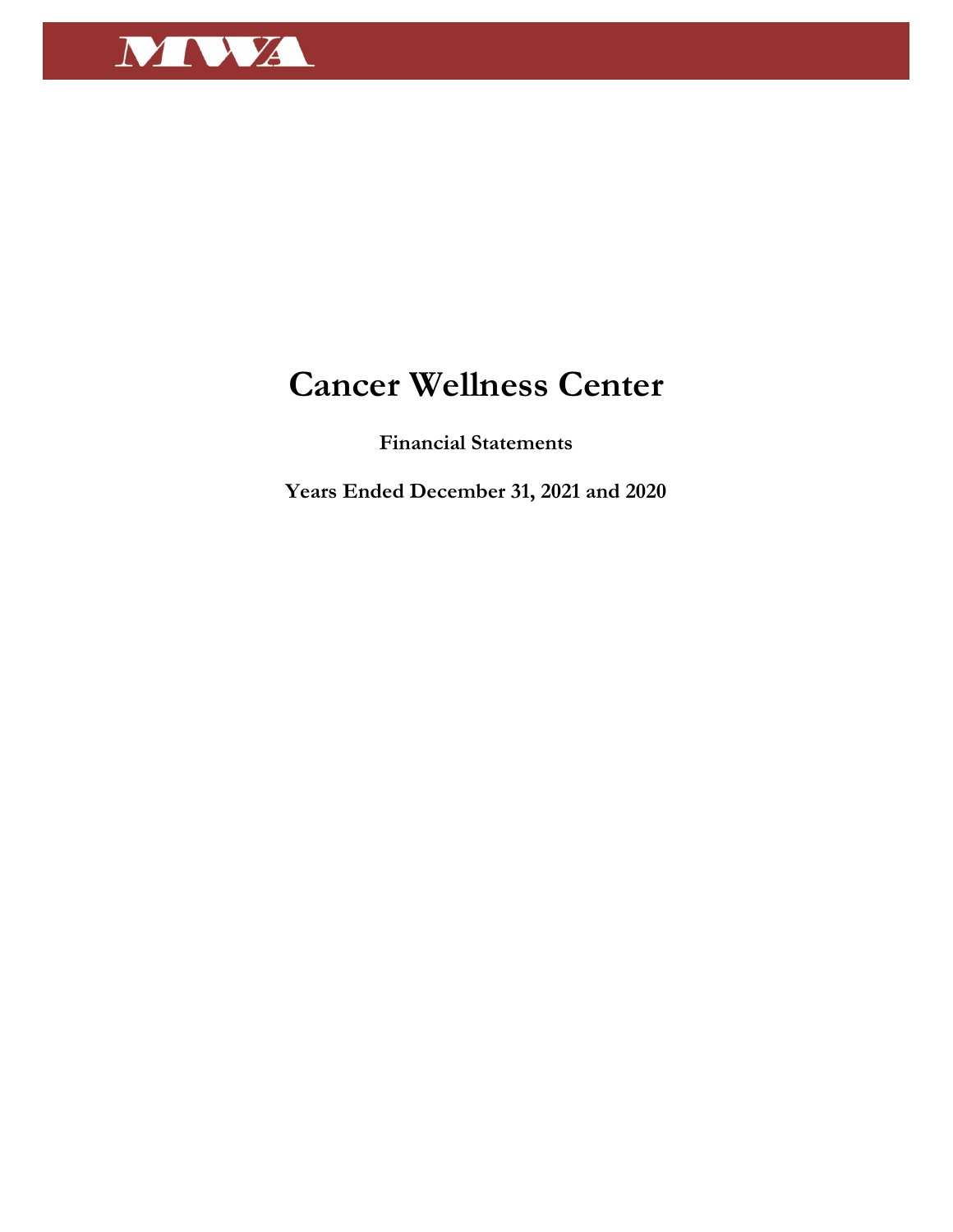MWA

# Cancer Wellness Center

**Financial Statements**

**Years Ended December 31, 2021 and 2020**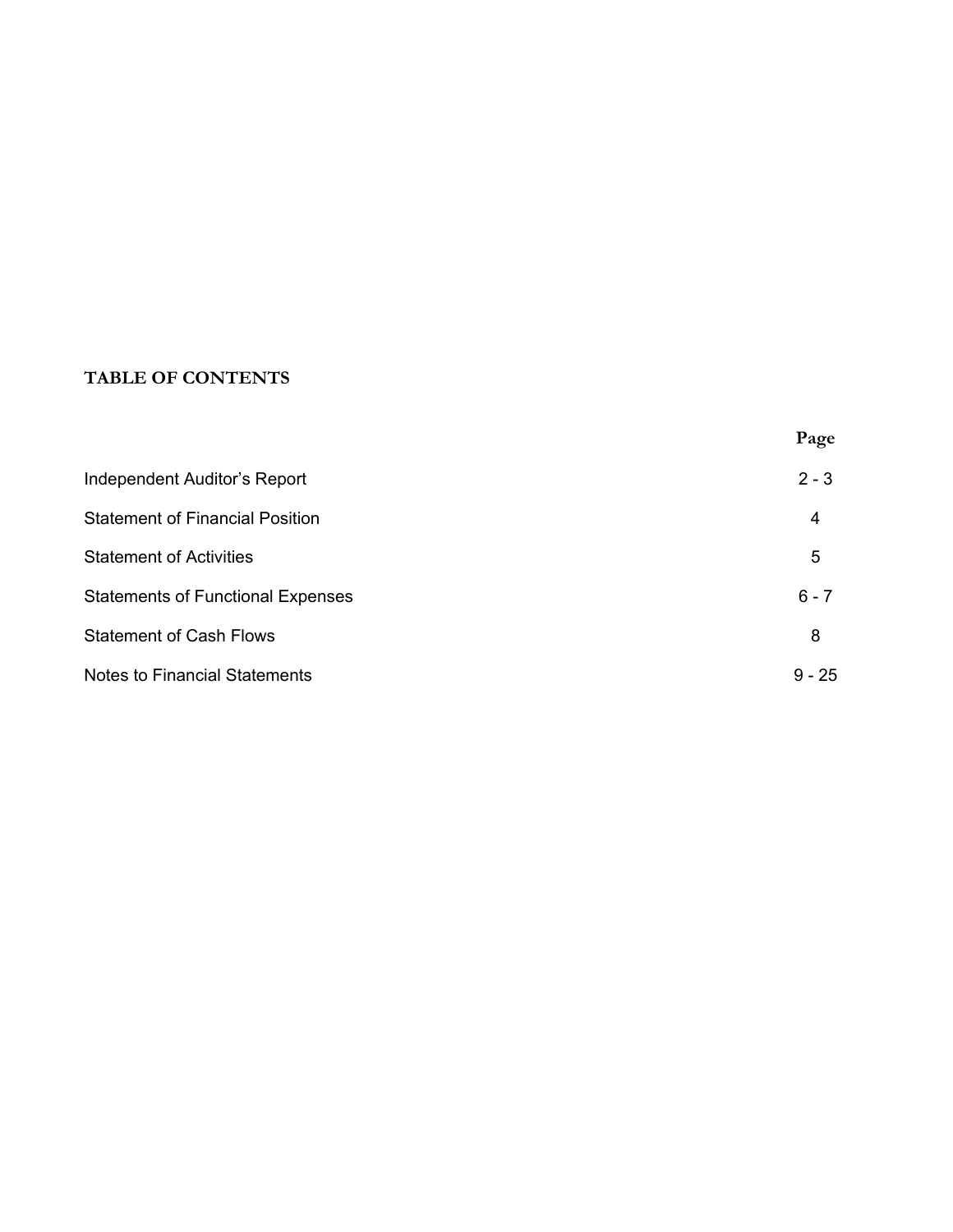## TABLE OF CONTENTS

| | Page |
|---|---|
| Independent Auditor's Report | 2 - 3 |
| Statement of Financial Position | 4 |
| Statement of Activities | 5 |
| Statements of Functional Expenses | 6 - 7 |
| Statement of Cash Flows | 8 |
| Notes to Financial Statements | 9 - 25 |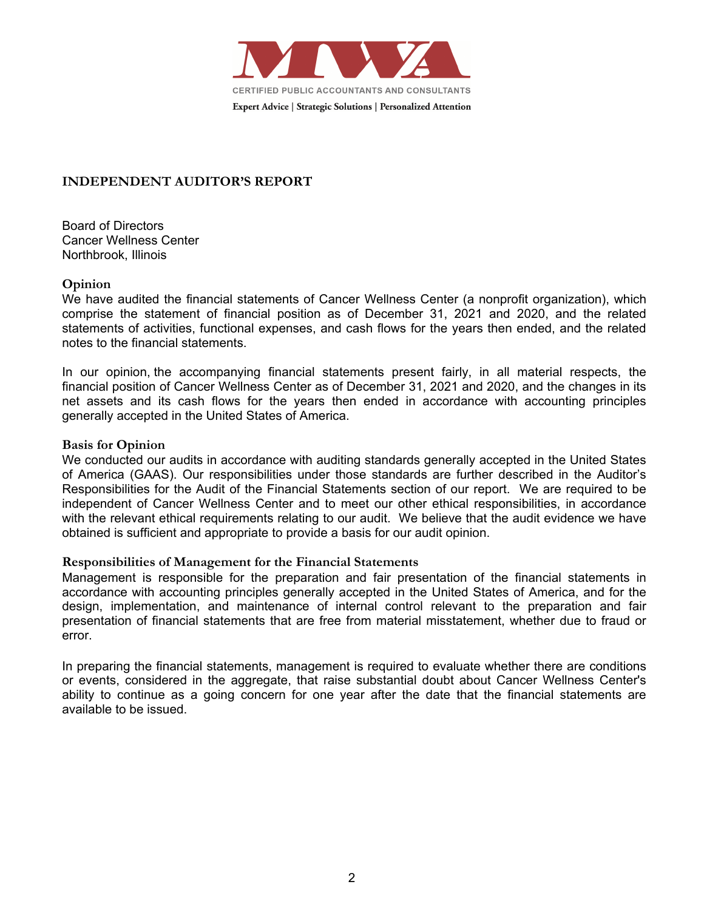MWA

CERTIFIED PUBLIC ACCOUNTANTS AND CONSULTANTS

Expert Advice | Strategic Solutions | Personalized Attention

## INDEPENDENT AUDITOR'S REPORT

Board of Directors
Cancer Wellness Center
Northbrook, Illinois

### Opinion

We have audited the financial statements of Cancer Wellness Center (a nonprofit organization), which comprise the statement of financial position as of December 31, 2021 and 2020, and the related statements of activities, functional expenses, and cash flows for the years then ended, and the related notes to the financial statements.

In our opinion, the accompanying financial statements present fairly, in all material respects, the financial position of Cancer Wellness Center as of December 31, 2021 and 2020, and the changes in its net assets and its cash flows for the years then ended in accordance with accounting principles generally accepted in the United States of America.

### Basis for Opinion

We conducted our audits in accordance with auditing standards generally accepted in the United States of America (GAAS). Our responsibilities under those standards are further described in the Auditor's Responsibilities for the Audit of the Financial Statements section of our report. We are required to be independent of Cancer Wellness Center and to meet our other ethical responsibilities, in accordance with the relevant ethical requirements relating to our audit. We believe that the audit evidence we have obtained is sufficient and appropriate to provide a basis for our audit opinion.

### Responsibilities of Management for the Financial Statements

Management is responsible for the preparation and fair presentation of the financial statements in accordance with accounting principles generally accepted in the United States of America, and for the design, implementation, and maintenance of internal control relevant to the preparation and fair presentation of financial statements that are free from material misstatement, whether due to fraud or error.

In preparing the financial statements, management is required to evaluate whether there are conditions or events, considered in the aggregate, that raise substantial doubt about Cancer Wellness Center's ability to continue as a going concern for one year after the date that the financial statements are available to be issued.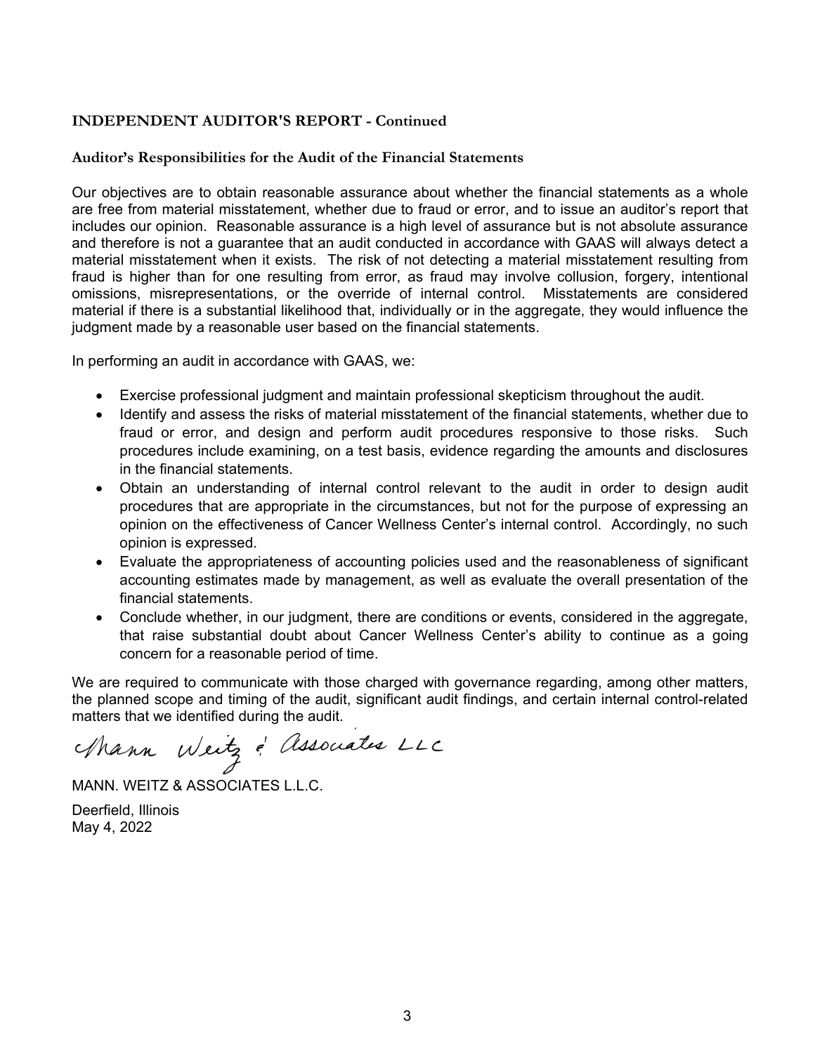## INDEPENDENT AUDITOR'S REPORT - Continued

### Auditor's Responsibilities for the Audit of the Financial Statements

Our objectives are to obtain reasonable assurance about whether the financial statements as a whole are free from material misstatement, whether due to fraud or error, and to issue an auditor's report that includes our opinion. Reasonable assurance is a high level of assurance but is not absolute assurance and therefore is not a guarantee that an audit conducted in accordance with GAAS will always detect a material misstatement when it exists. The risk of not detecting a material misstatement resulting from fraud is higher than for one resulting from error, as fraud may involve collusion, forgery, intentional omissions, misrepresentations, or the override of internal control. Misstatements are considered material if there is a substantial likelihood that, individually or in the aggregate, they would influence the judgment made by a reasonable user based on the financial statements.

In performing an audit in accordance with GAAS, we:

- Exercise professional judgment and maintain professional skepticism throughout the audit.
- Identify and assess the risks of material misstatement of the financial statements, whether due to fraud or error, and design and perform audit procedures responsive to those risks. Such procedures include examining, on a test basis, evidence regarding the amounts and disclosures in the financial statements.
- Obtain an understanding of internal control relevant to the audit in order to design audit procedures that are appropriate in the circumstances, but not for the purpose of expressing an opinion on the effectiveness of Cancer Wellness Center's internal control. Accordingly, no such opinion is expressed.
- Evaluate the appropriateness of accounting policies used and the reasonableness of significant accounting estimates made by management, as well as evaluate the overall presentation of the financial statements.
- Conclude whether, in our judgment, there are conditions or events, considered in the aggregate, that raise substantial doubt about Cancer Wellness Center's ability to continue as a going concern for a reasonable period of time.

We are required to communicate with those charged with governance regarding, among other matters, the planned scope and timing of the audit, significant audit findings, and certain internal control-related matters that we identified during the audit.

Mann Weitz & Associates LLC

MANN. WEITZ & ASSOCIATES L.L.C.

Deerfield, Illinois
May 4, 2022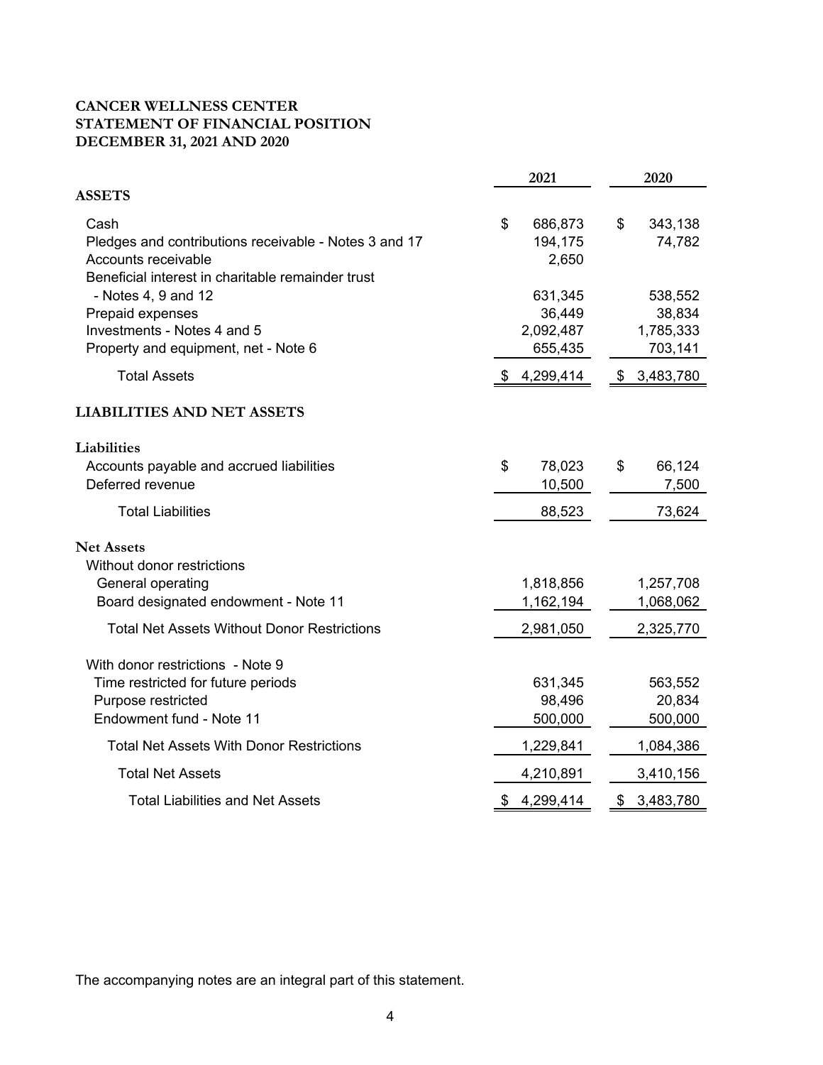**CANCER WELLNESS CENTER**
**STATEMENT OF FINANCIAL POSITION**
**DECEMBER 31, 2021 AND 2020**

| | 2021 | 2020 |
|---|---|---|
| **ASSETS** | | |
| Cash | $ 686,873 | $ 343,138 |
| Pledges and contributions receivable - Notes 3 and 17 | 194,175 | 74,782 |
| Accounts receivable | 2,650 | |
| Beneficial interest in charitable remainder trust - Notes 4, 9 and 12 | 631,345 | 538,552 |
| Prepaid expenses | 36,449 | 38,834 |
| Investments - Notes 4 and 5 | 2,092,487 | 1,785,333 |
| Property and equipment, net - Note 6 | 655,435 | 703,141 |
| Total Assets | $ 4,299,414 | $ 3,483,780 |
| **LIABILITIES AND NET ASSETS** | | |
| **Liabilities** | | |
| Accounts payable and accrued liabilities | $ 78,023 | $ 66,124 |
| Deferred revenue | 10,500 | 7,500 |
| Total Liabilities | 88,523 | 73,624 |
| **Net Assets** | | |
| Without donor restrictions | | |
| General operating | 1,818,856 | 1,257,708 |
| Board designated endowment - Note 11 | 1,162,194 | 1,068,062 |
| Total Net Assets Without Donor Restrictions | 2,981,050 | 2,325,770 |
| With donor restrictions - Note 9 | | |
| Time restricted for future periods | 631,345 | 563,552 |
| Purpose restricted | 98,496 | 20,834 |
| Endowment fund - Note 11 | 500,000 | 500,000 |
| Total Net Assets With Donor Restrictions | 1,229,841 | 1,084,386 |
| Total Net Assets | 4,210,891 | 3,410,156 |
| Total Liabilities and Net Assets | $ 4,299,414 | $ 3,483,780 |

The accompanying notes are an integral part of this statement.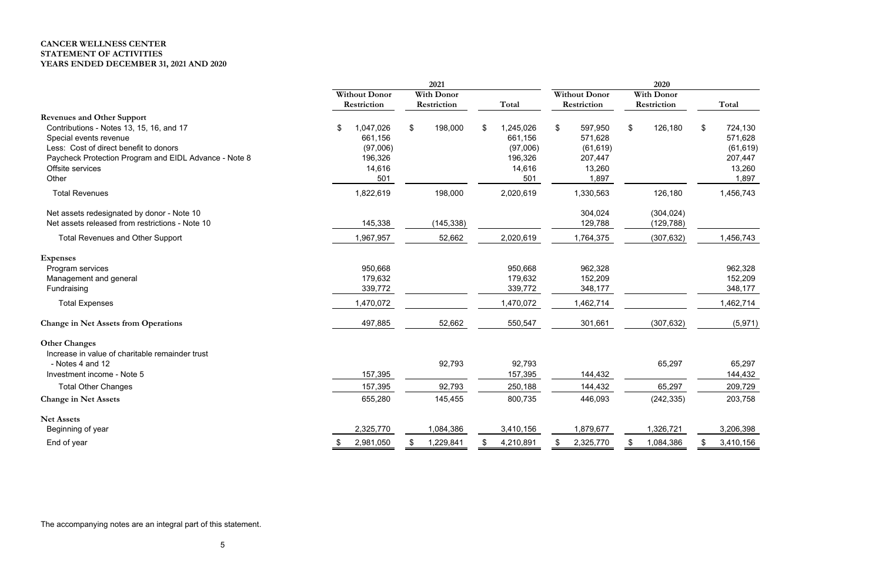**CANCER WELLNESS CENTER**
**STATEMENT OF ACTIVITIES**
**YEARS ENDED DECEMBER 31, 2021 AND 2020**

| | 2021 | | | 2020 | | |
|---|---|---|---|---|---|---|
| | Without Donor Restriction | With Donor Restriction | Total | Without Donor Restriction | With Donor Restriction | Total |
| **Revenues and Other Support** | | | | | | |
| Contributions - Notes 13, 15, 16, and 17 | $ 1,047,026 | $ 198,000 | $ 1,245,026 | $ 597,950 | $ 126,180 | $ 724,130 |
| Special events revenue | 661,156 | | 661,156 | 571,628 | | 571,628 |
| Less: Cost of direct benefit to donors | (97,006) | | (97,006) | (61,619) | | (61,619) |
| Paycheck Protection Program and EIDL Advance - Note 8 | 196,326 | | 196,326 | 207,447 | | 207,447 |
| Offsite services | 14,616 | | 14,616 | 13,260 | | 13,260 |
| Other | 501 | | 501 | 1,897 | | 1,897 |
| Total Revenues | 1,822,619 | 198,000 | 2,020,619 | 1,330,563 | 126,180 | 1,456,743 |
| Net assets redesignated by donor - Note 10 | | | | 304,024 | (304,024) | |
| Net assets released from restrictions - Note 10 | 145,338 | (145,338) | | 129,788 | (129,788) | |
| Total Revenues and Other Support | 1,967,957 | 52,662 | 2,020,619 | 1,764,375 | (307,632) | 1,456,743 |
| **Expenses** | | | | | | |
| Program services | 950,668 | | 950,668 | 962,328 | | 962,328 |
| Management and general | 179,632 | | 179,632 | 152,209 | | 152,209 |
| Fundraising | 339,772 | | 339,772 | 348,177 | | 348,177 |
| Total Expenses | 1,470,072 | | 1,470,072 | 1,462,714 | | 1,462,714 |
| **Change in Net Assets from Operations** | 497,885 | 52,662 | 550,547 | 301,661 | (307,632) | (5,971) |
| **Other Changes** | | | | | | |
| Increase in value of charitable remainder trust - Notes 4 and 12 | | 92,793 | 92,793 | | 65,297 | 65,297 |
| Investment income - Note 5 | 157,395 | | 157,395 | 144,432 | | 144,432 |
| Total Other Changes | 157,395 | 92,793 | 250,188 | 144,432 | 65,297 | 209,729 |
| **Change in Net Assets** | 655,280 | 145,455 | 800,735 | 446,093 | (242,335) | 203,758 |
| **Net Assets** | | | | | | |
| Beginning of year | 2,325,770 | 1,084,386 | 3,410,156 | 1,879,677 | 1,326,721 | 3,206,398 |
| End of year | $ 2,981,050 | $ 1,229,841 | $ 4,210,891 | $ 2,325,770 | $ 1,084,386 | $ 3,410,156 |

The accompanying notes are an integral part of this statement.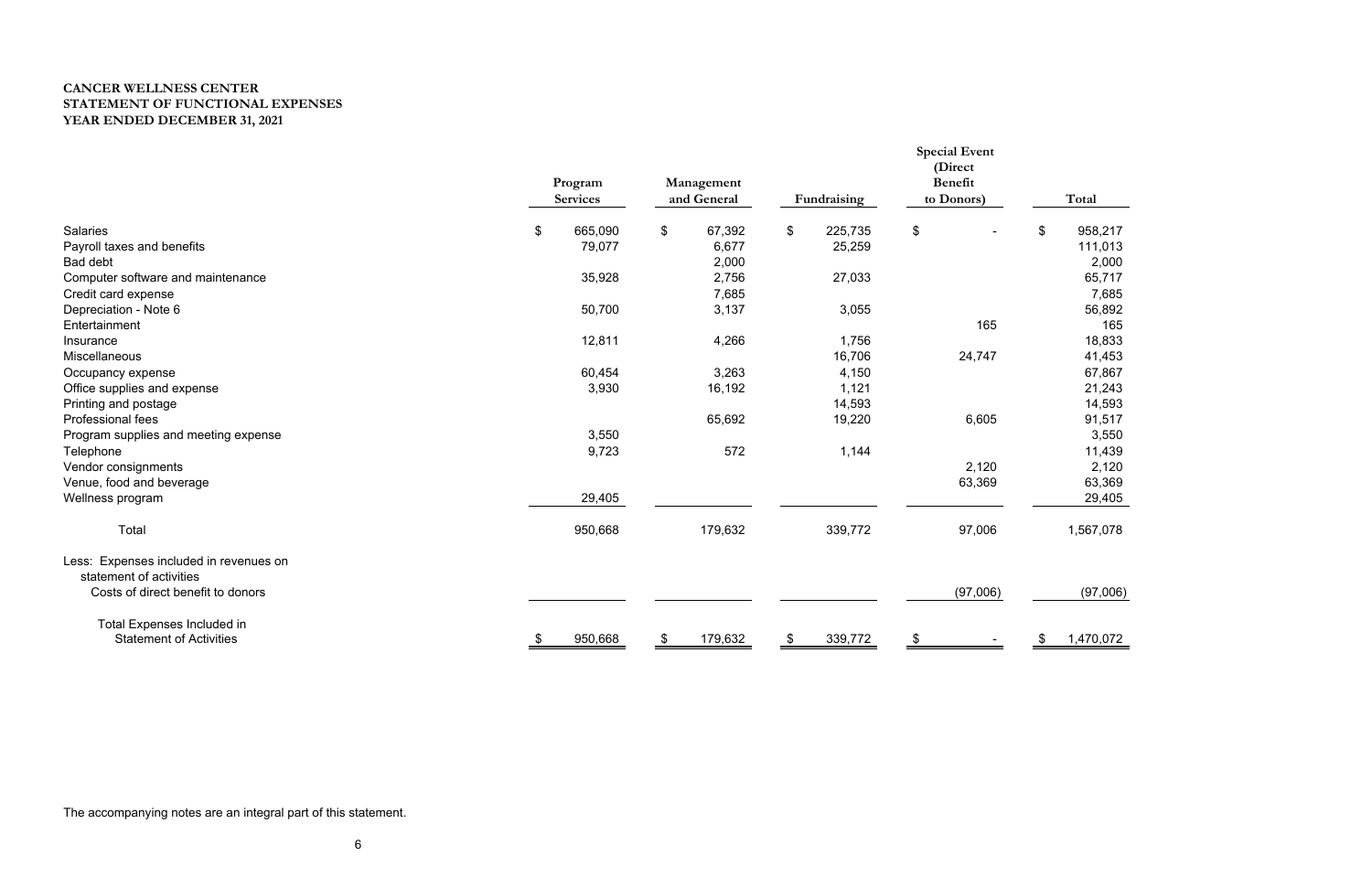**CANCER WELLNESS CENTER**
**STATEMENT OF FUNCTIONAL EXPENSES**
**YEAR ENDED DECEMBER 31, 2021**

| | Program Services | Management and General | Fundraising | Special Event (Direct Benefit to Donors) | Total |
|---|---|---|---|---|---|
| Salaries | $ 665,090 | $ 67,392 | $ 225,735 | $ - | $ 958,217 |
| Payroll taxes and benefits | 79,077 | 6,677 | 25,259 | | 111,013 |
| Bad debt | | 2,000 | | | 2,000 |
| Computer software and maintenance | 35,928 | 2,756 | 27,033 | | 65,717 |
| Credit card expense | | 7,685 | | | 7,685 |
| Depreciation - Note 6 | 50,700 | 3,137 | 3,055 | | 56,892 |
| Entertainment | | | | 165 | 165 |
| Insurance | 12,811 | 4,266 | 1,756 | | 18,833 |
| Miscellaneous | | | 16,706 | 24,747 | 41,453 |
| Occupancy expense | 60,454 | 3,263 | 4,150 | | 67,867 |
| Office supplies and expense | 3,930 | 16,192 | 1,121 | | 21,243 |
| Printing and postage | | | 14,593 | | 14,593 |
| Professional fees | | 65,692 | 19,220 | 6,605 | 91,517 |
| Program supplies and meeting expense | 3,550 | | | | 3,550 |
| Telephone | 9,723 | 572 | 1,144 | | 11,439 |
| Vendor consignments | | | | 2,120 | 2,120 |
| Venue, food and beverage | | | | 63,369 | 63,369 |
| Wellness program | 29,405 | | | | 29,405 |
| Total | 950,668 | 179,632 | 339,772 | 97,006 | 1,567,078 |
| Less: Expenses included in revenues on statement of activities | | | | | |
| Costs of direct benefit to donors | | | | (97,006) | (97,006) |
| Total Expenses Included in Statement of Activities | $ 950,668 | $ 179,632 | $ 339,772 | $ - | $ 1,470,072 |

The accompanying notes are an integral part of this statement.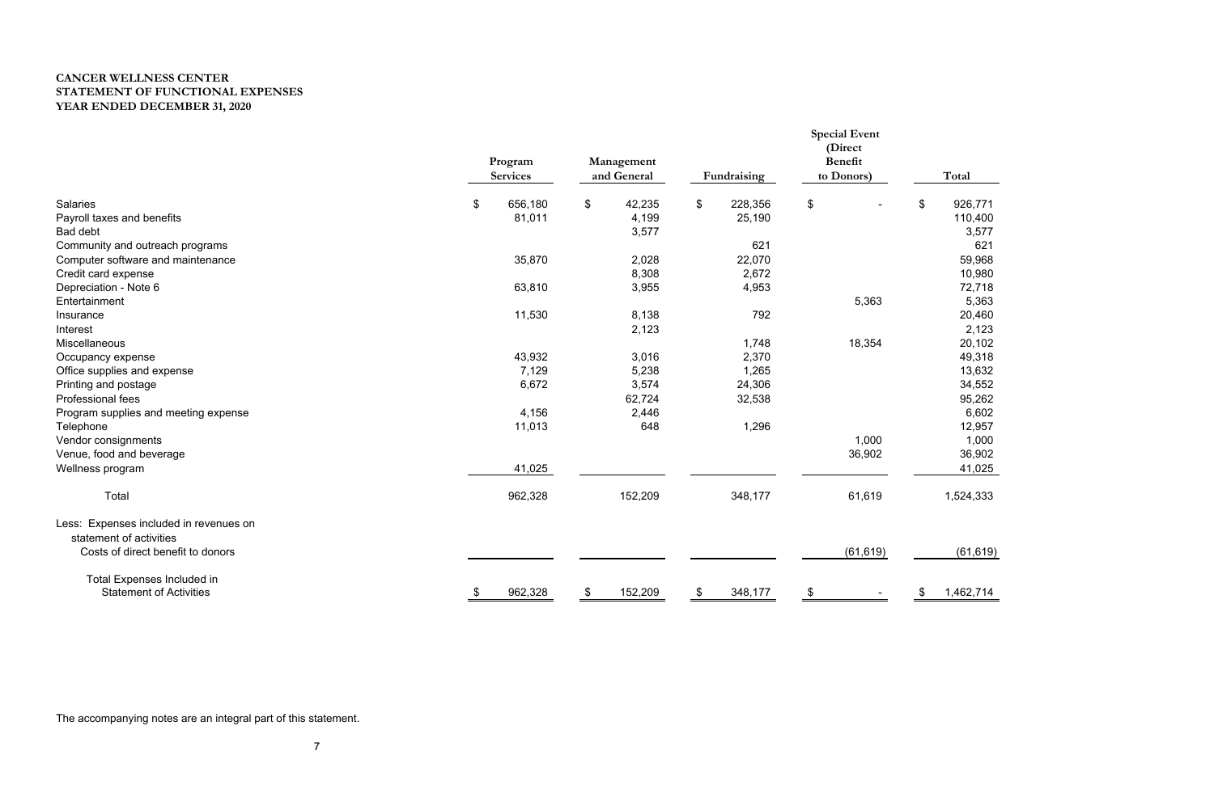**CANCER WELLNESS CENTER**
**STATEMENT OF FUNCTIONAL EXPENSES**
**YEAR ENDED DECEMBER 31, 2020**

| | Program Services | Management and General | Fundraising | Special Event (Direct Benefit to Donors) | Total |
|---|---|---|---|---|---|
| Salaries | $ 656,180 | $ 42,235 | $ 228,356 | $ - | $ 926,771 |
| Payroll taxes and benefits | 81,011 | 4,199 | 25,190 | | 110,400 |
| Bad debt | | 3,577 | | | 3,577 |
| Community and outreach programs | | | 621 | | 621 |
| Computer software and maintenance | 35,870 | 2,028 | 22,070 | | 59,968 |
| Credit card expense | | 8,308 | 2,672 | | 10,980 |
| Depreciation - Note 6 | 63,810 | 3,955 | 4,953 | | 72,718 |
| Entertainment | | | | 5,363 | 5,363 |
| Insurance | 11,530 | 8,138 | 792 | | 20,460 |
| Interest | | 2,123 | | | 2,123 |
| Miscellaneous | | | 1,748 | 18,354 | 20,102 |
| Occupancy expense | 43,932 | 3,016 | 2,370 | | 49,318 |
| Office supplies and expense | 7,129 | 5,238 | 1,265 | | 13,632 |
| Printing and postage | 6,672 | 3,574 | 24,306 | | 34,552 |
| Professional fees | | 62,724 | 32,538 | | 95,262 |
| Program supplies and meeting expense | 4,156 | 2,446 | | | 6,602 |
| Telephone | 11,013 | 648 | 1,296 | | 12,957 |
| Vendor consignments | | | | 1,000 | 1,000 |
| Venue, food and beverage | | | | 36,902 | 36,902 |
| Wellness program | 41,025 | | | | 41,025 |
| Total | 962,328 | 152,209 | 348,177 | 61,619 | 1,524,333 |
| Less: Expenses included in revenues on statement of activities | | | | | |
| Costs of direct benefit to donors | | | | (61,619) | (61,619) |
| Total Expenses Included in Statement of Activities | $ 962,328 | $ 152,209 | $ 348,177 | $ - | $ 1,462,714 |

The accompanying notes are an integral part of this statement.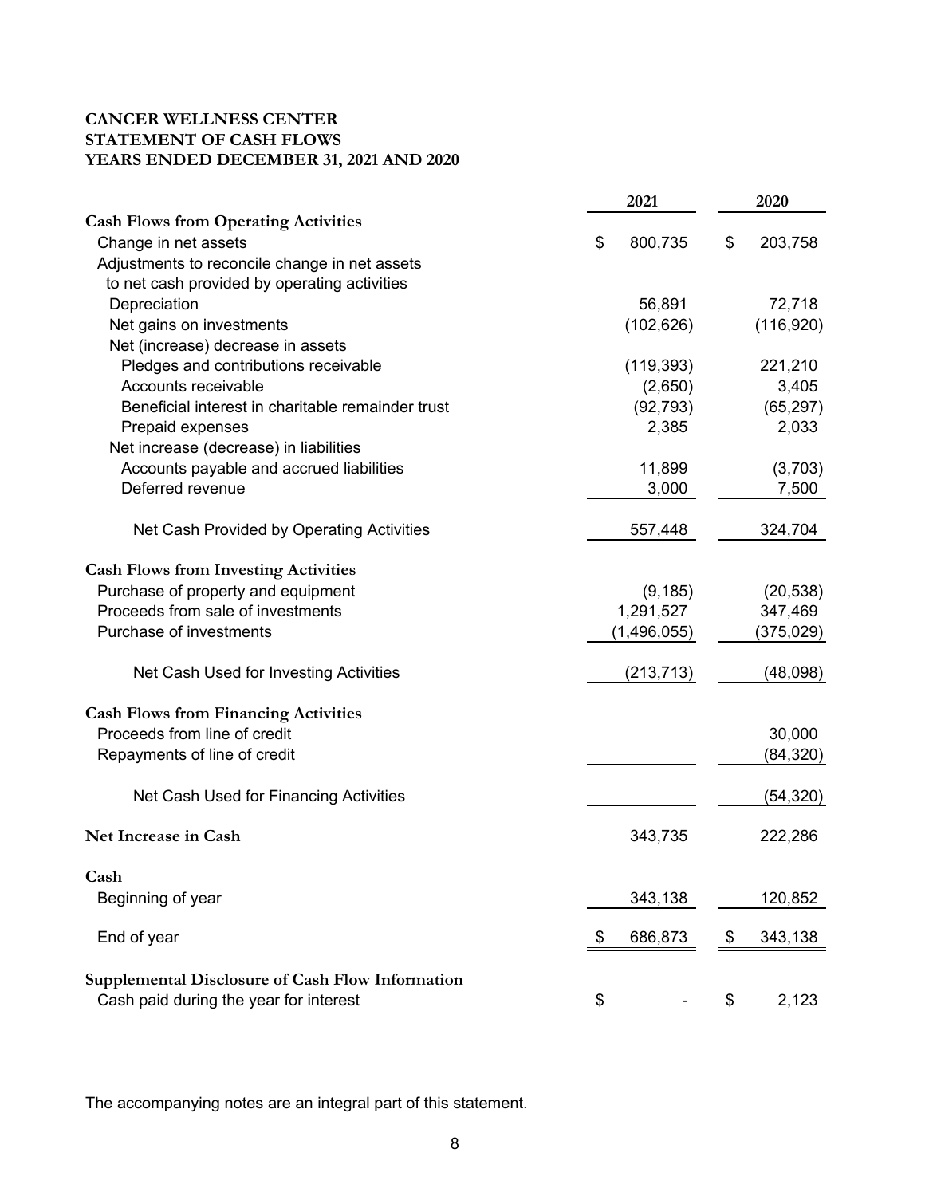**CANCER WELLNESS CENTER**
**STATEMENT OF CASH FLOWS**
**YEARS ENDED DECEMBER 31, 2021 AND 2020**

| | 2021 | 2020 |
|---|---|---|
| **Cash Flows from Operating Activities** | | |
| Change in net assets | $ 800,735 | $ 203,758 |
| Adjustments to reconcile change in net assets to net cash provided by operating activities | | |
| Depreciation | 56,891 | 72,718 |
| Net gains on investments | (102,626) | (116,920) |
| Net (increase) decrease in assets | | |
| Pledges and contributions receivable | (119,393) | 221,210 |
| Accounts receivable | (2,650) | 3,405 |
| Beneficial interest in charitable remainder trust | (92,793) | (65,297) |
| Prepaid expenses | 2,385 | 2,033 |
| Net increase (decrease) in liabilities | | |
| Accounts payable and accrued liabilities | 11,899 | (3,703) |
| Deferred revenue | 3,000 | 7,500 |
| Net Cash Provided by Operating Activities | 557,448 | 324,704 |
| **Cash Flows from Investing Activities** | | |
| Purchase of property and equipment | (9,185) | (20,538) |
| Proceeds from sale of investments | 1,291,527 | 347,469 |
| Purchase of investments | (1,496,055) | (375,029) |
| Net Cash Used for Investing Activities | (213,713) | (48,098) |
| **Cash Flows from Financing Activities** | | |
| Proceeds from line of credit | | 30,000 |
| Repayments of line of credit | | (84,320) |
| Net Cash Used for Financing Activities | | (54,320) |
| **Net Increase in Cash** | 343,735 | 222,286 |
| **Cash** | | |
| Beginning of year | 343,138 | 120,852 |
| End of year | $ 686,873 | $ 343,138 |
| **Supplemental Disclosure of Cash Flow Information** | | |
| Cash paid during the year for interest | $ - | $ 2,123 |

The accompanying notes are an integral part of this statement.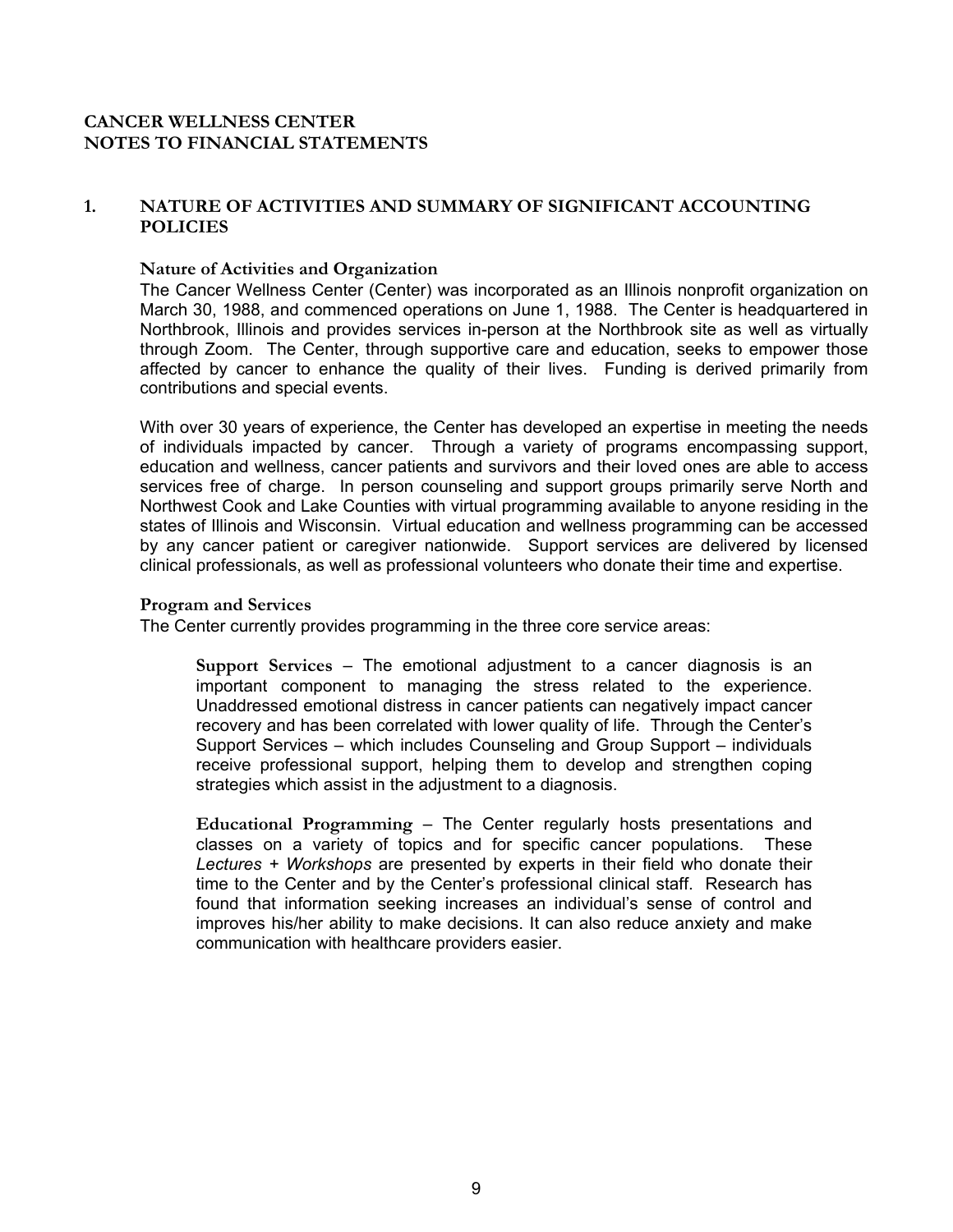**CANCER WELLNESS CENTER**
**NOTES TO FINANCIAL STATEMENTS**

## 1. NATURE OF ACTIVITIES AND SUMMARY OF SIGNIFICANT ACCOUNTING POLICIES

### Nature of Activities and Organization

The Cancer Wellness Center (Center) was incorporated as an Illinois nonprofit organization on March 30, 1988, and commenced operations on June 1, 1988. The Center is headquartered in Northbrook, Illinois and provides services in-person at the Northbrook site as well as virtually through Zoom. The Center, through supportive care and education, seeks to empower those affected by cancer to enhance the quality of their lives. Funding is derived primarily from contributions and special events.

With over 30 years of experience, the Center has developed an expertise in meeting the needs of individuals impacted by cancer. Through a variety of programs encompassing support, education and wellness, cancer patients and survivors and their loved ones are able to access services free of charge. In person counseling and support groups primarily serve North and Northwest Cook and Lake Counties with virtual programming available to anyone residing in the states of Illinois and Wisconsin. Virtual education and wellness programming can be accessed by any cancer patient or caregiver nationwide. Support services are delivered by licensed clinical professionals, as well as professional volunteers who donate their time and expertise.

### Program and Services

The Center currently provides programming in the three core service areas:

**Support Services** – The emotional adjustment to a cancer diagnosis is an important component to managing the stress related to the experience. Unaddressed emotional distress in cancer patients can negatively impact cancer recovery and has been correlated with lower quality of life. Through the Center's Support Services – which includes Counseling and Group Support – individuals receive professional support, helping them to develop and strengthen coping strategies which assist in the adjustment to a diagnosis.

**Educational Programming** – The Center regularly hosts presentations and classes on a variety of topics and for specific cancer populations. These *Lectures + Workshops* are presented by experts in their field who donate their time to the Center and by the Center's professional clinical staff. Research has found that information seeking increases an individual's sense of control and improves his/her ability to make decisions. It can also reduce anxiety and make communication with healthcare providers easier.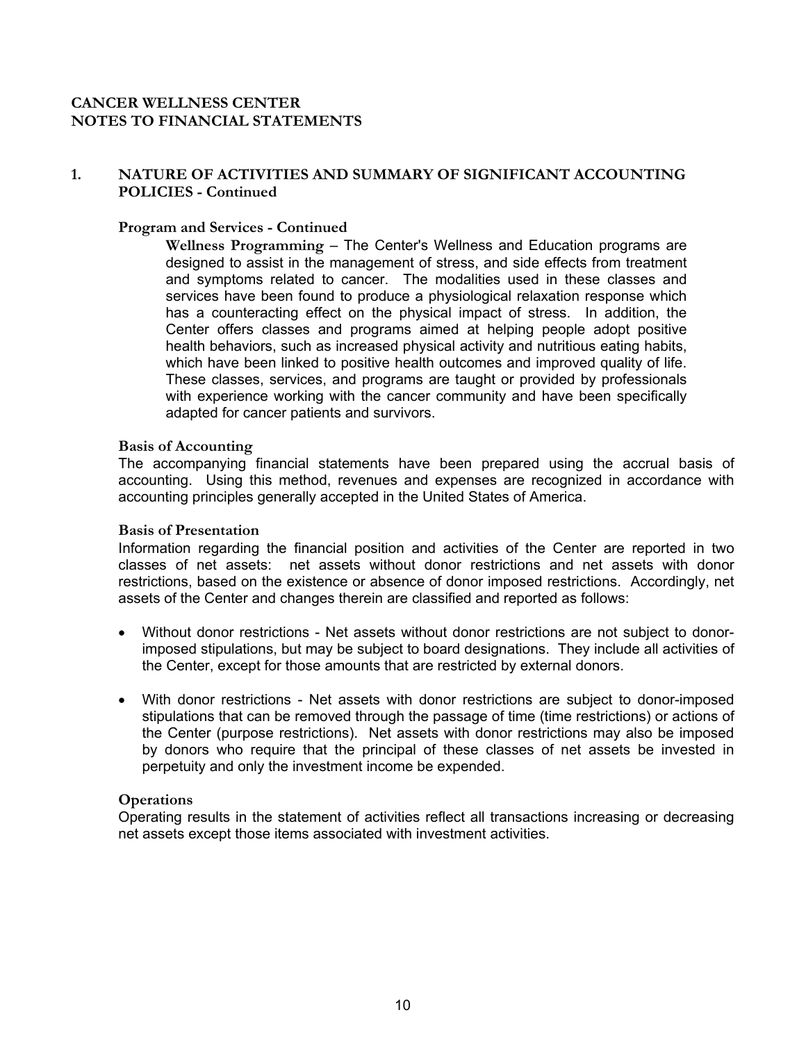# CANCER WELLNESS CENTER
# NOTES TO FINANCIAL STATEMENTS

## 1. NATURE OF ACTIVITIES AND SUMMARY OF SIGNIFICANT ACCOUNTING POLICIES - Continued

### Program and Services - Continued

**Wellness Programming** – The Center's Wellness and Education programs are designed to assist in the management of stress, and side effects from treatment and symptoms related to cancer. The modalities used in these classes and services have been found to produce a physiological relaxation response which has a counteracting effect on the physical impact of stress. In addition, the Center offers classes and programs aimed at helping people adopt positive health behaviors, such as increased physical activity and nutritious eating habits, which have been linked to positive health outcomes and improved quality of life. These classes, services, and programs are taught or provided by professionals with experience working with the cancer community and have been specifically adapted for cancer patients and survivors.

### Basis of Accounting

The accompanying financial statements have been prepared using the accrual basis of accounting. Using this method, revenues and expenses are recognized in accordance with accounting principles generally accepted in the United States of America.

### Basis of Presentation

Information regarding the financial position and activities of the Center are reported in two classes of net assets: net assets without donor restrictions and net assets with donor restrictions, based on the existence or absence of donor imposed restrictions. Accordingly, net assets of the Center and changes therein are classified and reported as follows:

- Without donor restrictions - Net assets without donor restrictions are not subject to donor-imposed stipulations, but may be subject to board designations. They include all activities of the Center, except for those amounts that are restricted by external donors.
- With donor restrictions - Net assets with donor restrictions are subject to donor-imposed stipulations that can be removed through the passage of time (time restrictions) or actions of the Center (purpose restrictions). Net assets with donor restrictions may also be imposed by donors who require that the principal of these classes of net assets be invested in perpetuity and only the investment income be expended.

### Operations

Operating results in the statement of activities reflect all transactions increasing or decreasing net assets except those items associated with investment activities.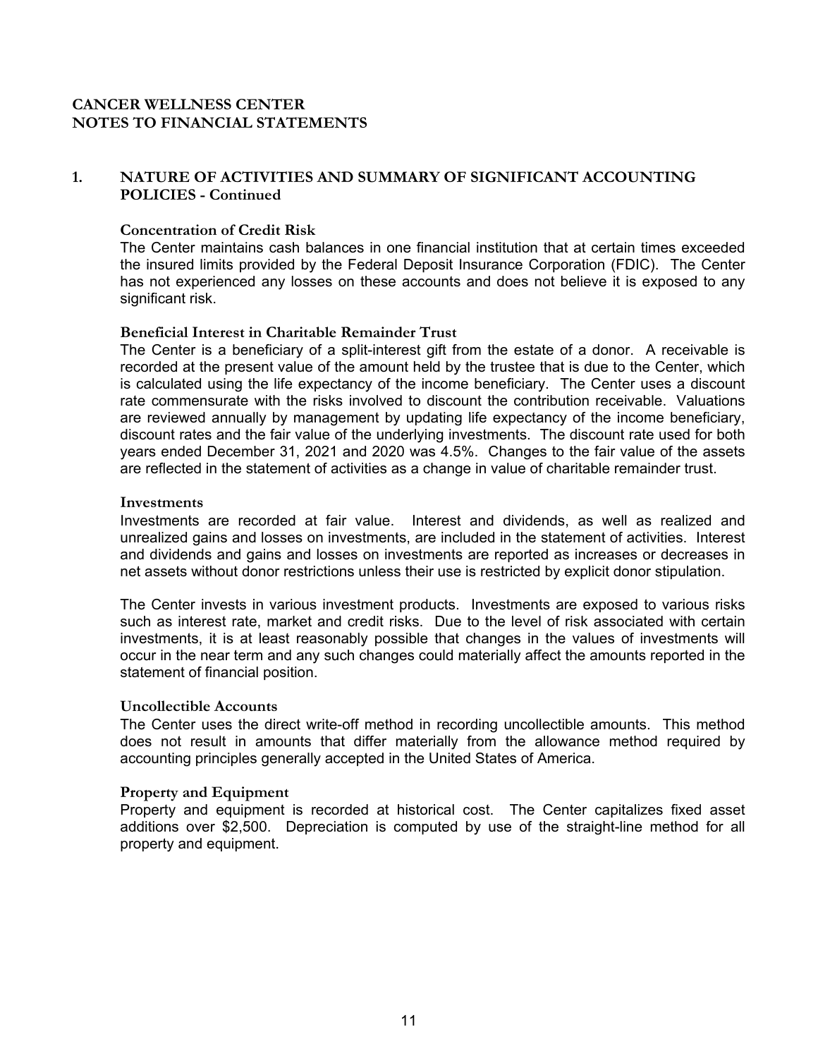# CANCER WELLNESS CENTER
# NOTES TO FINANCIAL STATEMENTS

## 1. NATURE OF ACTIVITIES AND SUMMARY OF SIGNIFICANT ACCOUNTING POLICIES - Continued

### Concentration of Credit Risk

The Center maintains cash balances in one financial institution that at certain times exceeded the insured limits provided by the Federal Deposit Insurance Corporation (FDIC). The Center has not experienced any losses on these accounts and does not believe it is exposed to any significant risk.

### Beneficial Interest in Charitable Remainder Trust

The Center is a beneficiary of a split-interest gift from the estate of a donor. A receivable is recorded at the present value of the amount held by the trustee that is due to the Center, which is calculated using the life expectancy of the income beneficiary. The Center uses a discount rate commensurate with the risks involved to discount the contribution receivable. Valuations are reviewed annually by management by updating life expectancy of the income beneficiary, discount rates and the fair value of the underlying investments. The discount rate used for both years ended December 31, 2021 and 2020 was 4.5%. Changes to the fair value of the assets are reflected in the statement of activities as a change in value of charitable remainder trust.

### Investments

Investments are recorded at fair value. Interest and dividends, as well as realized and unrealized gains and losses on investments, are included in the statement of activities. Interest and dividends and gains and losses on investments are reported as increases or decreases in net assets without donor restrictions unless their use is restricted by explicit donor stipulation.

The Center invests in various investment products. Investments are exposed to various risks such as interest rate, market and credit risks. Due to the level of risk associated with certain investments, it is at least reasonably possible that changes in the values of investments will occur in the near term and any such changes could materially affect the amounts reported in the statement of financial position.

### Uncollectible Accounts

The Center uses the direct write-off method in recording uncollectible amounts. This method does not result in amounts that differ materially from the allowance method required by accounting principles generally accepted in the United States of America.

### Property and Equipment

Property and equipment is recorded at historical cost. The Center capitalizes fixed asset additions over $2,500. Depreciation is computed by use of the straight-line method for all property and equipment.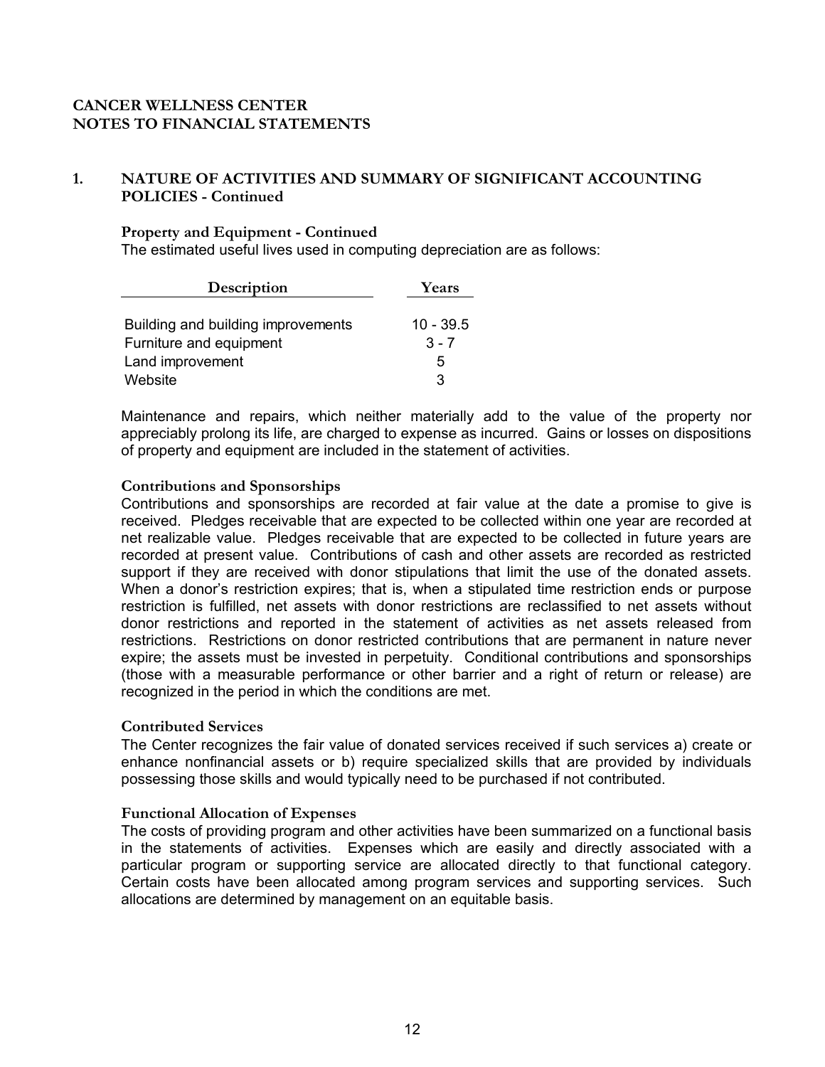**CANCER WELLNESS CENTER**
**NOTES TO FINANCIAL STATEMENTS**

## 1. NATURE OF ACTIVITIES AND SUMMARY OF SIGNIFICANT ACCOUNTING POLICIES - Continued

### Property and Equipment - Continued

The estimated useful lives used in computing depreciation are as follows:

| Description | Years |
|---|---|
| Building and building improvements | 10 - 39.5 |
| Furniture and equipment | 3 - 7 |
| Land improvement | 5 |
| Website | 3 |

Maintenance and repairs, which neither materially add to the value of the property nor appreciably prolong its life, are charged to expense as incurred. Gains or losses on dispositions of property and equipment are included in the statement of activities.

### Contributions and Sponsorships

Contributions and sponsorships are recorded at fair value at the date a promise to give is received. Pledges receivable that are expected to be collected within one year are recorded at net realizable value. Pledges receivable that are expected to be collected in future years are recorded at present value. Contributions of cash and other assets are recorded as restricted support if they are received with donor stipulations that limit the use of the donated assets. When a donor's restriction expires; that is, when a stipulated time restriction ends or purpose restriction is fulfilled, net assets with donor restrictions are reclassified to net assets without donor restrictions and reported in the statement of activities as net assets released from restrictions. Restrictions on donor restricted contributions that are permanent in nature never expire; the assets must be invested in perpetuity. Conditional contributions and sponsorships (those with a measurable performance or other barrier and a right of return or release) are recognized in the period in which the conditions are met.

### Contributed Services

The Center recognizes the fair value of donated services received if such services a) create or enhance nonfinancial assets or b) require specialized skills that are provided by individuals possessing those skills and would typically need to be purchased if not contributed.

### Functional Allocation of Expenses

The costs of providing program and other activities have been summarized on a functional basis in the statements of activities. Expenses which are easily and directly associated with a particular program or supporting service are allocated directly to that functional category. Certain costs have been allocated among program services and supporting services. Such allocations are determined by management on an equitable basis.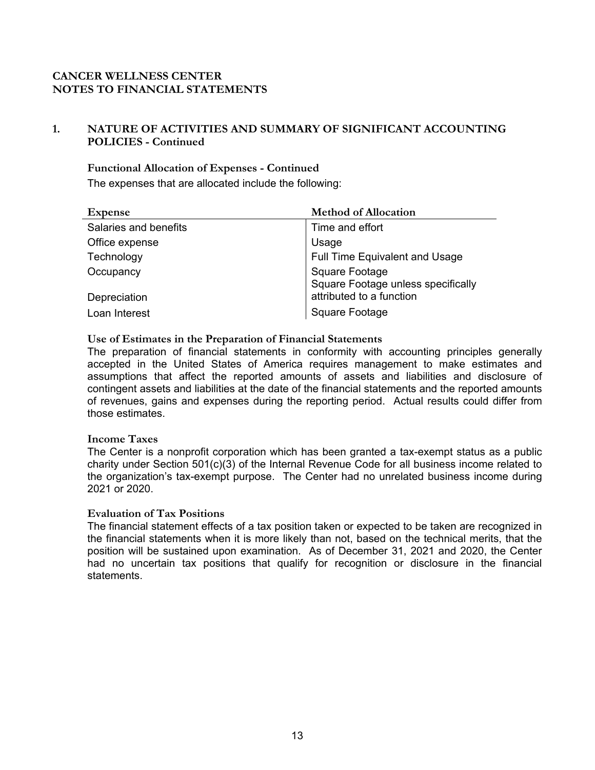**CANCER WELLNESS CENTER**
**NOTES TO FINANCIAL STATEMENTS**

## 1. NATURE OF ACTIVITIES AND SUMMARY OF SIGNIFICANT ACCOUNTING POLICIES - Continued

### Functional Allocation of Expenses - Continued

The expenses that are allocated include the following:

| Expense | Method of Allocation |
|---|---|
| Salaries and benefits | Time and effort |
| Office expense | Usage |
| Technology | Full Time Equivalent and Usage |
| Occupancy | Square Footage |
| Depreciation | Square Footage unless specifically attributed to a function |
| Loan Interest | Square Footage |

### Use of Estimates in the Preparation of Financial Statements

The preparation of financial statements in conformity with accounting principles generally accepted in the United States of America requires management to make estimates and assumptions that affect the reported amounts of assets and liabilities and disclosure of contingent assets and liabilities at the date of the financial statements and the reported amounts of revenues, gains and expenses during the reporting period. Actual results could differ from those estimates.

### Income Taxes

The Center is a nonprofit corporation which has been granted a tax-exempt status as a public charity under Section 501(c)(3) of the Internal Revenue Code for all business income related to the organization's tax-exempt purpose. The Center had no unrelated business income during 2021 or 2020.

### Evaluation of Tax Positions

The financial statement effects of a tax position taken or expected to be taken are recognized in the financial statements when it is more likely than not, based on the technical merits, that the position will be sustained upon examination. As of December 31, 2021 and 2020, the Center had no uncertain tax positions that qualify for recognition or disclosure in the financial statements.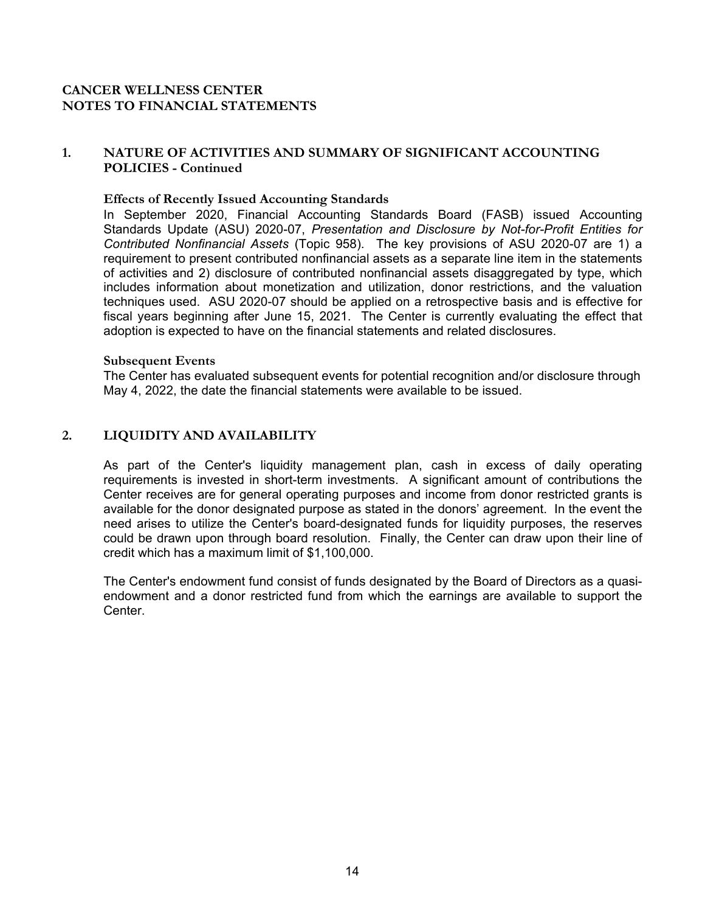# CANCER WELLNESS CENTER
# NOTES TO FINANCIAL STATEMENTS

## 1. NATURE OF ACTIVITIES AND SUMMARY OF SIGNIFICANT ACCOUNTING POLICIES - Continued

### Effects of Recently Issued Accounting Standards

In September 2020, Financial Accounting Standards Board (FASB) issued Accounting Standards Update (ASU) 2020-07, *Presentation and Disclosure by Not-for-Profit Entities for Contributed Nonfinancial Assets* (Topic 958). The key provisions of ASU 2020-07 are 1) a requirement to present contributed nonfinancial assets as a separate line item in the statements of activities and 2) disclosure of contributed nonfinancial assets disaggregated by type, which includes information about monetization and utilization, donor restrictions, and the valuation techniques used. ASU 2020-07 should be applied on a retrospective basis and is effective for fiscal years beginning after June 15, 2021. The Center is currently evaluating the effect that adoption is expected to have on the financial statements and related disclosures.

### Subsequent Events

The Center has evaluated subsequent events for potential recognition and/or disclosure through May 4, 2022, the date the financial statements were available to be issued.

## 2. LIQUIDITY AND AVAILABILITY

As part of the Center's liquidity management plan, cash in excess of daily operating requirements is invested in short-term investments. A significant amount of contributions the Center receives are for general operating purposes and income from donor restricted grants is available for the donor designated purpose as stated in the donors' agreement. In the event the need arises to utilize the Center's board-designated funds for liquidity purposes, the reserves could be drawn upon through board resolution. Finally, the Center can draw upon their line of credit which has a maximum limit of $1,100,000.

The Center's endowment fund consist of funds designated by the Board of Directors as a quasi-endowment and a donor restricted fund from which the earnings are available to support the Center.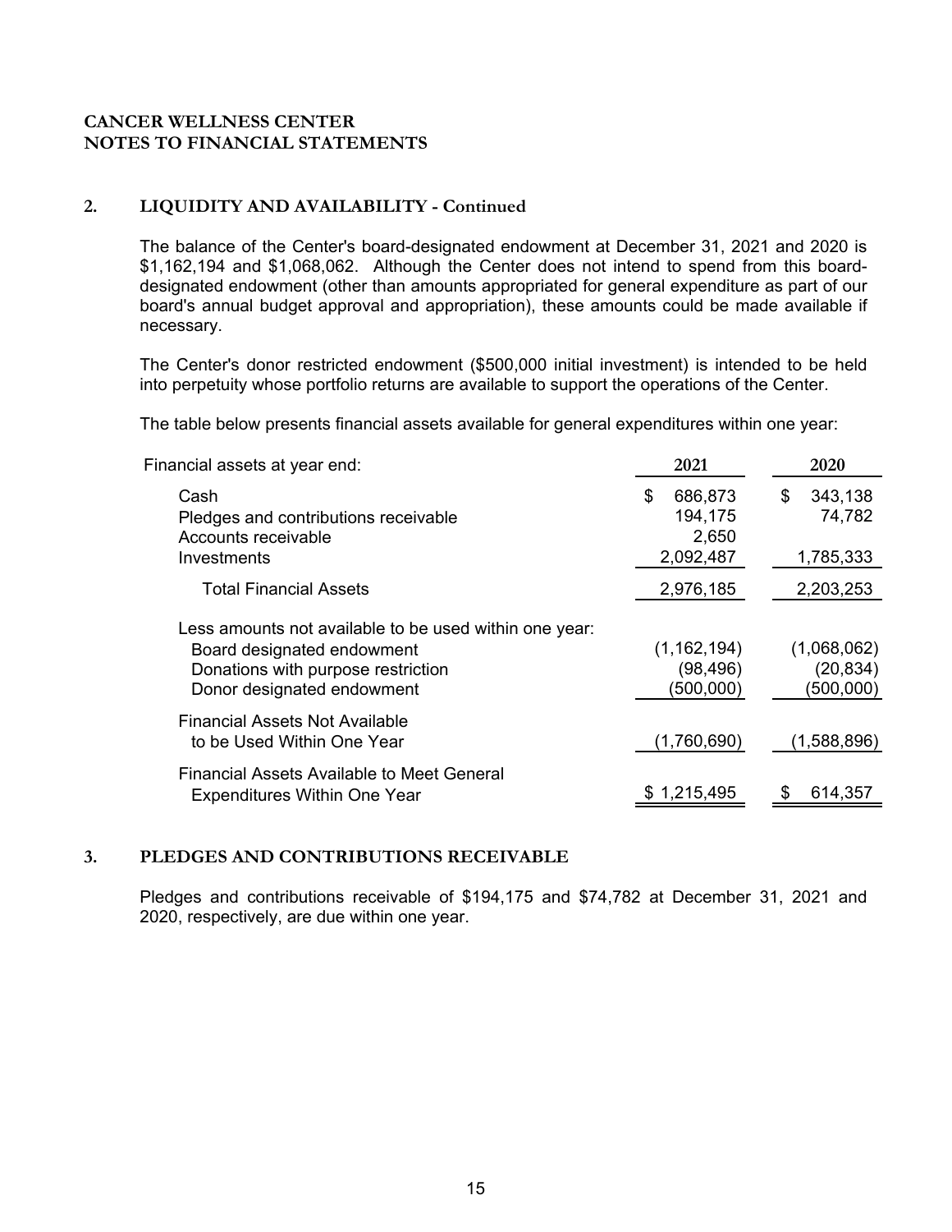**CANCER WELLNESS CENTER**
**NOTES TO FINANCIAL STATEMENTS**

## 2. LIQUIDITY AND AVAILABILITY - Continued

The balance of the Center's board-designated endowment at December 31, 2021 and 2020 is $1,162,194 and $1,068,062. Although the Center does not intend to spend from this board-designated endowment (other than amounts appropriated for general expenditure as part of our board's annual budget approval and appropriation), these amounts could be made available if necessary.

The Center's donor restricted endowment ($500,000 initial investment) is intended to be held into perpetuity whose portfolio returns are available to support the operations of the Center.

The table below presents financial assets available for general expenditures within one year:

| Financial assets at year end: | 2021 | 2020 |
|---|---|---|
| Cash | $ 686,873 | $ 343,138 |
| Pledges and contributions receivable | 194,175 | 74,782 |
| Accounts receivable | 2,650 | |
| Investments | 2,092,487 | 1,785,333 |
| Total Financial Assets | 2,976,185 | 2,203,253 |
| Less amounts not available to be used within one year: | | |
| Board designated endowment | (1,162,194) | (1,068,062) |
| Donations with purpose restriction | (98,496) | (20,834) |
| Donor designated endowment | (500,000) | (500,000) |
| Financial Assets Not Available to be Used Within One Year | (1,760,690) | (1,588,896) |
| Financial Assets Available to Meet General Expenditures Within One Year | $ 1,215,495 | $ 614,357 |

## 3. PLEDGES AND CONTRIBUTIONS RECEIVABLE

Pledges and contributions receivable of $194,175 and $74,782 at December 31, 2021 and 2020, respectively, are due within one year.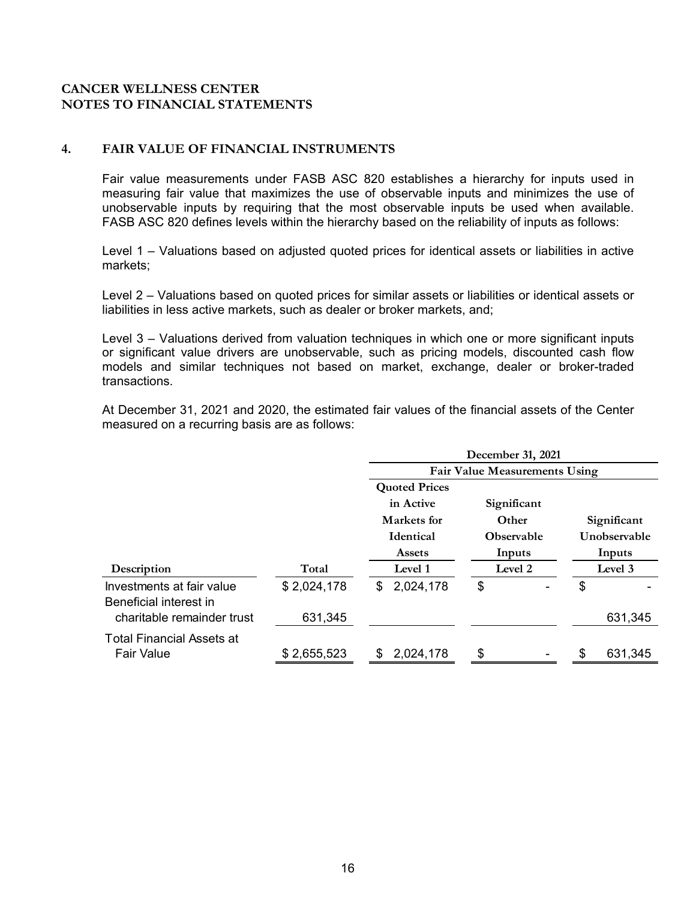**CANCER WELLNESS CENTER**
**NOTES TO FINANCIAL STATEMENTS**

## 4. FAIR VALUE OF FINANCIAL INSTRUMENTS

Fair value measurements under FASB ASC 820 establishes a hierarchy for inputs used in measuring fair value that maximizes the use of observable inputs and minimizes the use of unobservable inputs by requiring that the most observable inputs be used when available. FASB ASC 820 defines levels within the hierarchy based on the reliability of inputs as follows:

Level 1 – Valuations based on adjusted quoted prices for identical assets or liabilities in active markets;

Level 2 – Valuations based on quoted prices for similar assets or liabilities or identical assets or liabilities in less active markets, such as dealer or broker markets, and;

Level 3 – Valuations derived from valuation techniques in which one or more significant inputs or significant value drivers are unobservable, such as pricing models, discounted cash flow models and similar techniques not based on market, exchange, dealer or broker-traded transactions.

At December 31, 2021 and 2020, the estimated fair values of the financial assets of the Center measured on a recurring basis are as follows:

| | | December 31, 2021 | | |
|---|---|---|---|---|
| | | Fair Value Measurements Using | | |
| | | Quoted Prices in Active Markets for Identical Assets | Significant Other Observable Inputs | Significant Unobservable Inputs |
| Description | Total | Level 1 | Level 2 | Level 3 |
| Investments at fair value | $ 2,024,178 | $ 2,024,178 | $ - | $ - |
| Beneficial interest in charitable remainder trust | 631,345 | | | 631,345 |
| Total Financial Assets at Fair Value | $ 2,655,523 | $ 2,024,178 | $ - | $ 631,345 |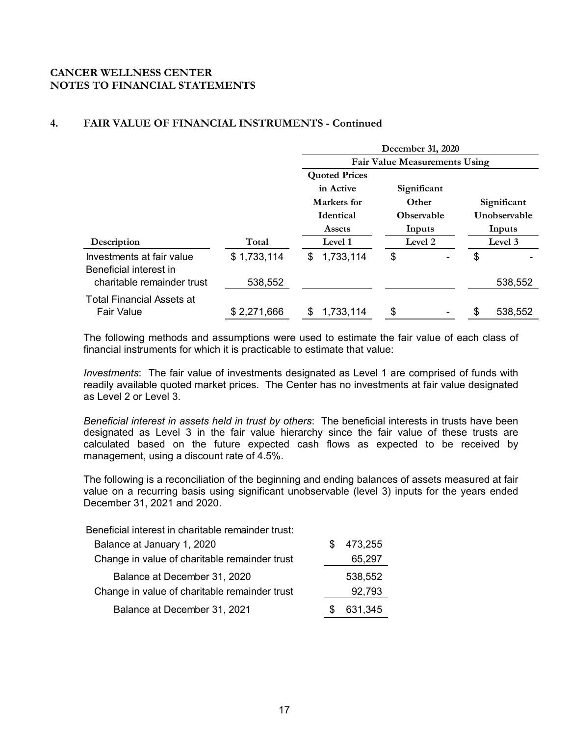**CANCER WELLNESS CENTER**
**NOTES TO FINANCIAL STATEMENTS**

## 4. FAIR VALUE OF FINANCIAL INSTRUMENTS - Continued

| | | December 31, 2020 | | |
|---|---|---|---|---|
| | | Fair Value Measurements Using | | |
| Description | Total | Quoted Prices in Active Markets for Identical Assets Level 1 | Significant Other Observable Inputs Level 2 | Significant Unobservable Inputs Level 3 |
| Investments at fair value | $ 1,733,114 | $ 1,733,114 | $ - | $ - |
| Beneficial interest in charitable remainder trust | 538,552 | | | 538,552 |
| Total Financial Assets at Fair Value | $ 2,271,666 | $ 1,733,114 | $ - | $ 538,552 |

The following methods and assumptions were used to estimate the fair value of each class of financial instruments for which it is practicable to estimate that value:

*Investments*: The fair value of investments designated as Level 1 are comprised of funds with readily available quoted market prices. The Center has no investments at fair value designated as Level 2 or Level 3.

*Beneficial interest in assets held in trust by others*: The beneficial interests in trusts have been designated as Level 3 in the fair value hierarchy since the fair value of these trusts are calculated based on the future expected cash flows as expected to be received by management, using a discount rate of 4.5%.

The following is a reconciliation of the beginning and ending balances of assets measured at fair value on a recurring basis using significant unobservable (level 3) inputs for the years ended December 31, 2021 and 2020.

| Beneficial interest in charitable remainder trust: | |
|---|---|
| Balance at January 1, 2020 | $ 473,255 |
| Change in value of charitable remainder trust | 65,297 |
| Balance at December 31, 2020 | 538,552 |
| Change in value of charitable remainder trust | 92,793 |
| Balance at December 31, 2021 | $ 631,345 |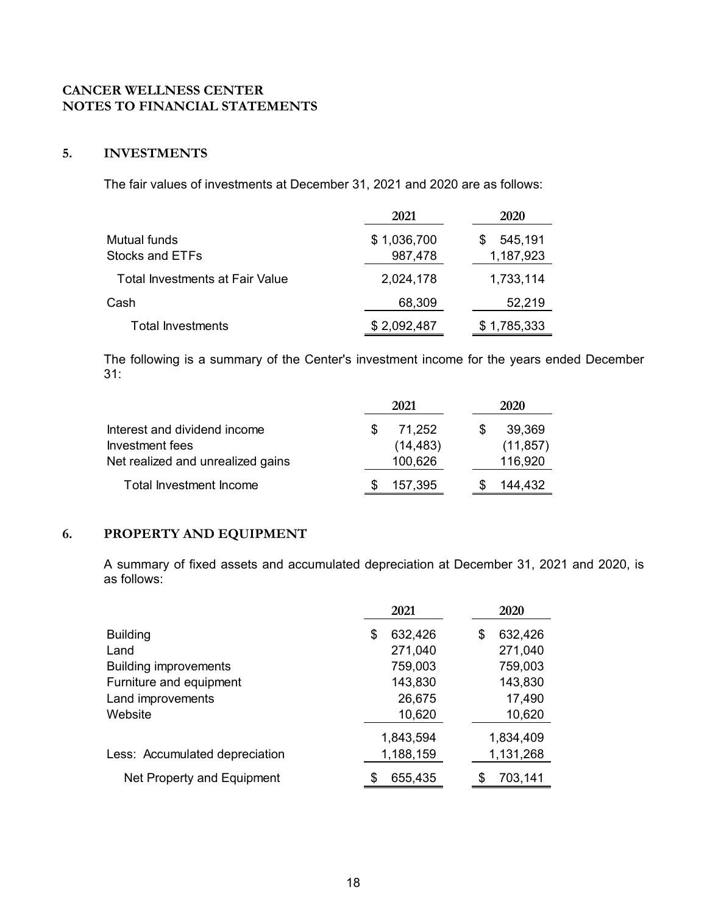**CANCER WELLNESS CENTER**
**NOTES TO FINANCIAL STATEMENTS**

## 5. INVESTMENTS

The fair values of investments at December 31, 2021 and 2020 are as follows:

| | 2021 | 2020 |
|---|---|---|
| Mutual funds | $ 1,036,700 | $ 545,191 |
| Stocks and ETFs | 987,478 | 1,187,923 |
| Total Investments at Fair Value | 2,024,178 | 1,733,114 |
| Cash | 68,309 | 52,219 |
| Total Investments | $ 2,092,487 | $ 1,785,333 |

The following is a summary of the Center's investment income for the years ended December 31:

| | 2021 | 2020 |
|---|---|---|
| Interest and dividend income | $ 71,252 | $ 39,369 |
| Investment fees | (14,483) | (11,857) |
| Net realized and unrealized gains | 100,626 | 116,920 |
| Total Investment Income | $ 157,395 | $ 144,432 |

## 6. PROPERTY AND EQUIPMENT

A summary of fixed assets and accumulated depreciation at December 31, 2021 and 2020, is as follows:

| | 2021 | 2020 |
|---|---|---|
| Building | $ 632,426 | $ 632,426 |
| Land | 271,040 | 271,040 |
| Building improvements | 759,003 | 759,003 |
| Furniture and equipment | 143,830 | 143,830 |
| Land improvements | 26,675 | 17,490 |
| Website | 10,620 | 10,620 |
| | 1,843,594 | 1,834,409 |
| Less: Accumulated depreciation | 1,188,159 | 1,131,268 |
| Net Property and Equipment | $ 655,435 | $ 703,141 |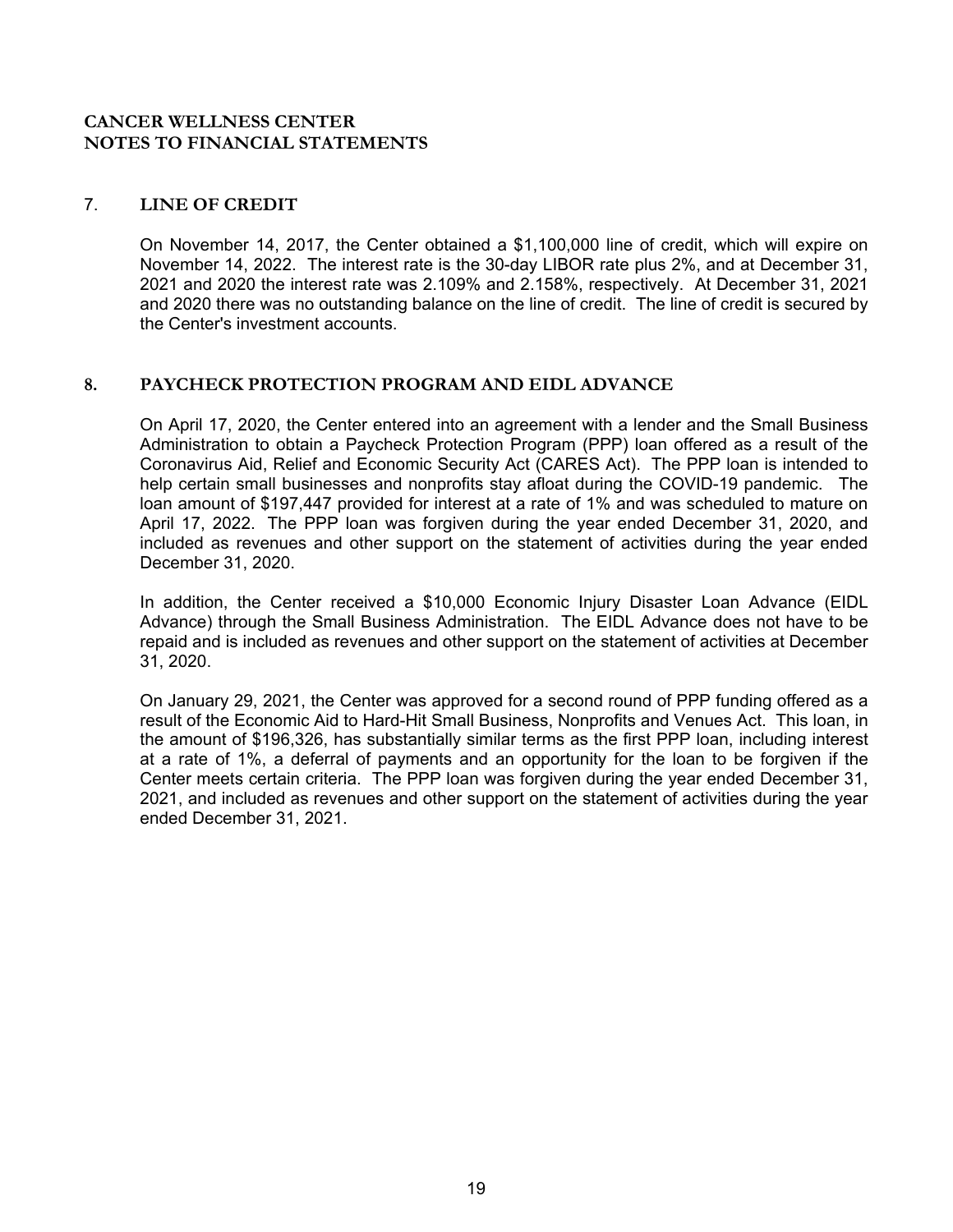# CANCER WELLNESS CENTER
# NOTES TO FINANCIAL STATEMENTS

## 7. LINE OF CREDIT

On November 14, 2017, the Center obtained a $1,100,000 line of credit, which will expire on November 14, 2022. The interest rate is the 30-day LIBOR rate plus 2%, and at December 31, 2021 and 2020 the interest rate was 2.109% and 2.158%, respectively. At December 31, 2021 and 2020 there was no outstanding balance on the line of credit. The line of credit is secured by the Center's investment accounts.

## 8. PAYCHECK PROTECTION PROGRAM AND EIDL ADVANCE

On April 17, 2020, the Center entered into an agreement with a lender and the Small Business Administration to obtain a Paycheck Protection Program (PPP) loan offered as a result of the Coronavirus Aid, Relief and Economic Security Act (CARES Act). The PPP loan is intended to help certain small businesses and nonprofits stay afloat during the COVID-19 pandemic. The loan amount of $197,447 provided for interest at a rate of 1% and was scheduled to mature on April 17, 2022. The PPP loan was forgiven during the year ended December 31, 2020, and included as revenues and other support on the statement of activities during the year ended December 31, 2020.

In addition, the Center received a $10,000 Economic Injury Disaster Loan Advance (EIDL Advance) through the Small Business Administration. The EIDL Advance does not have to be repaid and is included as revenues and other support on the statement of activities at December 31, 2020.

On January 29, 2021, the Center was approved for a second round of PPP funding offered as a result of the Economic Aid to Hard-Hit Small Business, Nonprofits and Venues Act. This loan, in the amount of $196,326, has substantially similar terms as the first PPP loan, including interest at a rate of 1%, a deferral of payments and an opportunity for the loan to be forgiven if the Center meets certain criteria. The PPP loan was forgiven during the year ended December 31, 2021, and included as revenues and other support on the statement of activities during the year ended December 31, 2021.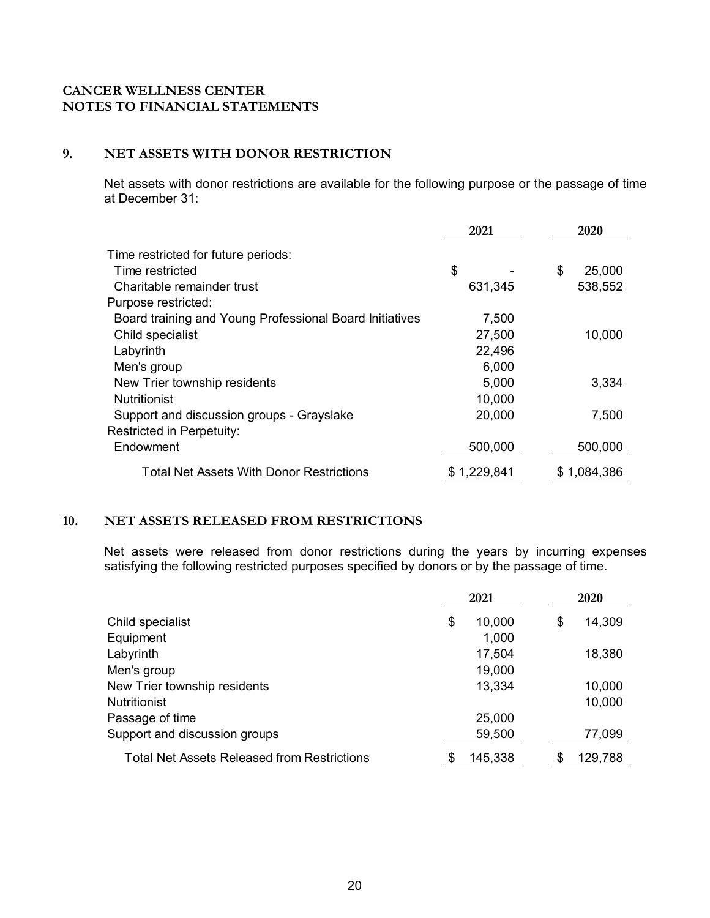**CANCER WELLNESS CENTER**
**NOTES TO FINANCIAL STATEMENTS**

## 9. NET ASSETS WITH DONOR RESTRICTION

Net assets with donor restrictions are available for the following purpose or the passage of time at December 31:

| | 2021 | 2020 |
|---|---|---|
| Time restricted for future periods: | | |
| Time restricted | $ - | $ 25,000 |
| Charitable remainder trust | 631,345 | 538,552 |
| Purpose restricted: | | |
| Board training and Young Professional Board Initiatives | 7,500 | |
| Child specialist | 27,500 | 10,000 |
| Labyrinth | 22,496 | |
| Men's group | 6,000 | |
| New Trier township residents | 5,000 | 3,334 |
| Nutritionist | 10,000 | |
| Support and discussion groups - Grayslake | 20,000 | 7,500 |
| Restricted in Perpetuity: | | |
| Endowment | 500,000 | 500,000 |
| Total Net Assets With Donor Restrictions | $ 1,229,841 | $ 1,084,386 |

## 10. NET ASSETS RELEASED FROM RESTRICTIONS

Net assets were released from donor restrictions during the years by incurring expenses satisfying the following restricted purposes specified by donors or by the passage of time.

| | 2021 | 2020 |
|---|---|---|
| Child specialist | $ 10,000 | $ 14,309 |
| Equipment | 1,000 | |
| Labyrinth | 17,504 | 18,380 |
| Men's group | 19,000 | |
| New Trier township residents | 13,334 | 10,000 |
| Nutritionist | | 10,000 |
| Passage of time | 25,000 | |
| Support and discussion groups | 59,500 | 77,099 |
| Total Net Assets Released from Restrictions | $ 145,338 | $ 129,788 |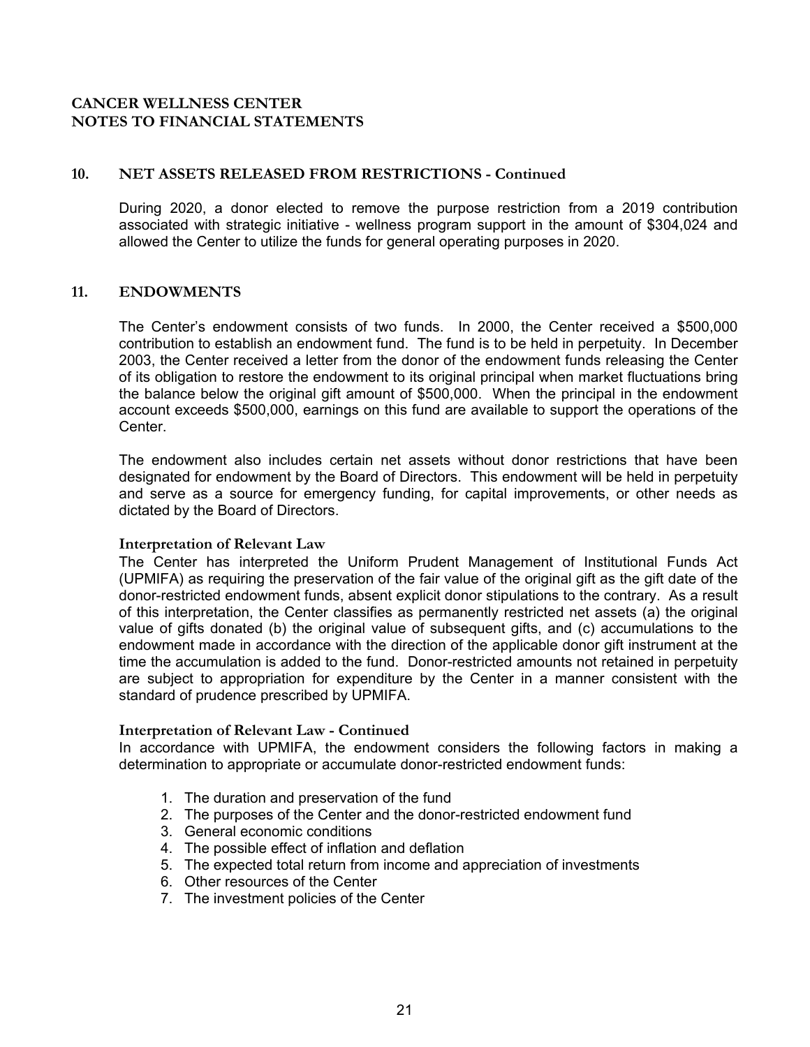**CANCER WELLNESS CENTER**
**NOTES TO FINANCIAL STATEMENTS**

## 10. NET ASSETS RELEASED FROM RESTRICTIONS - Continued

During 2020, a donor elected to remove the purpose restriction from a 2019 contribution associated with strategic initiative - wellness program support in the amount of $304,024 and allowed the Center to utilize the funds for general operating purposes in 2020.

## 11. ENDOWMENTS

The Center's endowment consists of two funds. In 2000, the Center received a $500,000 contribution to establish an endowment fund. The fund is to be held in perpetuity. In December 2003, the Center received a letter from the donor of the endowment funds releasing the Center of its obligation to restore the endowment to its original principal when market fluctuations bring the balance below the original gift amount of $500,000. When the principal in the endowment account exceeds $500,000, earnings on this fund are available to support the operations of the Center.

The endowment also includes certain net assets without donor restrictions that have been designated for endowment by the Board of Directors. This endowment will be held in perpetuity and serve as a source for emergency funding, for capital improvements, or other needs as dictated by the Board of Directors.

### Interpretation of Relevant Law

The Center has interpreted the Uniform Prudent Management of Institutional Funds Act (UPMIFA) as requiring the preservation of the fair value of the original gift as the gift date of the donor-restricted endowment funds, absent explicit donor stipulations to the contrary. As a result of this interpretation, the Center classifies as permanently restricted net assets (a) the original value of gifts donated (b) the original value of subsequent gifts, and (c) accumulations to the endowment made in accordance with the direction of the applicable donor gift instrument at the time the accumulation is added to the fund. Donor-restricted amounts not retained in perpetuity are subject to appropriation for expenditure by the Center in a manner consistent with the standard of prudence prescribed by UPMIFA.

### Interpretation of Relevant Law - Continued

In accordance with UPMIFA, the endowment considers the following factors in making a determination to appropriate or accumulate donor-restricted endowment funds:

1. The duration and preservation of the fund
2. The purposes of the Center and the donor-restricted endowment fund
3. General economic conditions
4. The possible effect of inflation and deflation
5. The expected total return from income and appreciation of investments
6. Other resources of the Center
7. The investment policies of the Center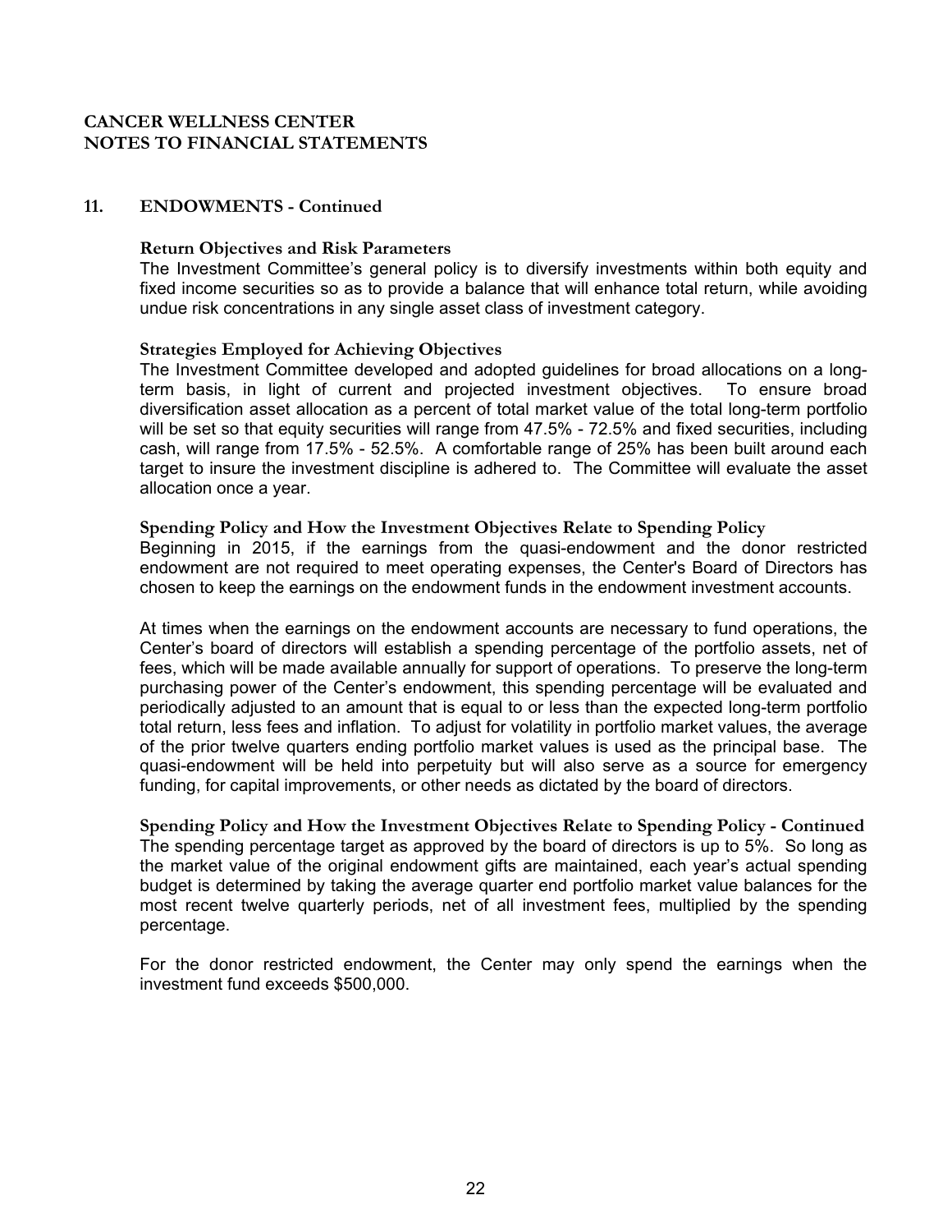**CANCER WELLNESS CENTER**
**NOTES TO FINANCIAL STATEMENTS**

## 11. ENDOWMENTS - Continued

### Return Objectives and Risk Parameters

The Investment Committee's general policy is to diversify investments within both equity and fixed income securities so as to provide a balance that will enhance total return, while avoiding undue risk concentrations in any single asset class of investment category.

### Strategies Employed for Achieving Objectives

The Investment Committee developed and adopted guidelines for broad allocations on a long-term basis, in light of current and projected investment objectives. To ensure broad diversification asset allocation as a percent of total market value of the total long-term portfolio will be set so that equity securities will range from 47.5% - 72.5% and fixed securities, including cash, will range from 17.5% - 52.5%. A comfortable range of 25% has been built around each target to insure the investment discipline is adhered to. The Committee will evaluate the asset allocation once a year.

### Spending Policy and How the Investment Objectives Relate to Spending Policy

Beginning in 2015, if the earnings from the quasi-endowment and the donor restricted endowment are not required to meet operating expenses, the Center's Board of Directors has chosen to keep the earnings on the endowment funds in the endowment investment accounts.

At times when the earnings on the endowment accounts are necessary to fund operations, the Center's board of directors will establish a spending percentage of the portfolio assets, net of fees, which will be made available annually for support of operations. To preserve the long-term purchasing power of the Center's endowment, this spending percentage will be evaluated and periodically adjusted to an amount that is equal to or less than the expected long-term portfolio total return, less fees and inflation. To adjust for volatility in portfolio market values, the average of the prior twelve quarters ending portfolio market values is used as the principal base. The quasi-endowment will be held into perpetuity but will also serve as a source for emergency funding, for capital improvements, or other needs as dictated by the board of directors.

### Spending Policy and How the Investment Objectives Relate to Spending Policy - Continued

The spending percentage target as approved by the board of directors is up to 5%. So long as the market value of the original endowment gifts are maintained, each year's actual spending budget is determined by taking the average quarter end portfolio market value balances for the most recent twelve quarterly periods, net of all investment fees, multiplied by the spending percentage.

For the donor restricted endowment, the Center may only spend the earnings when the investment fund exceeds $500,000.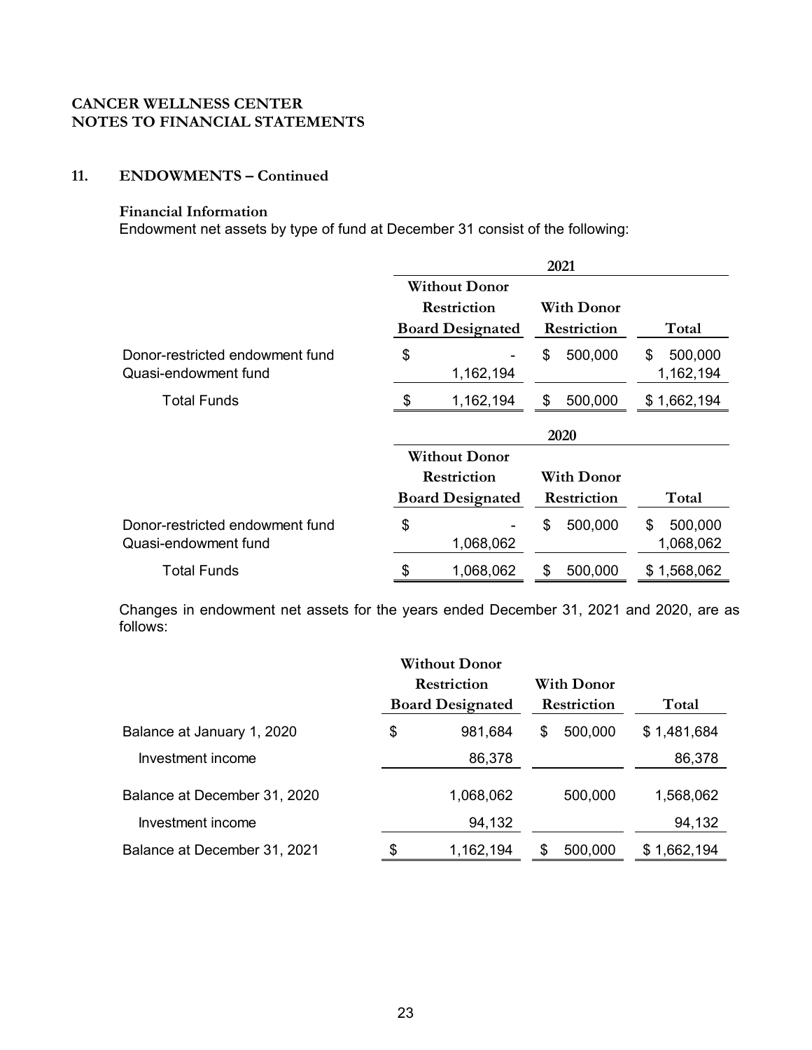**CANCER WELLNESS CENTER**
**NOTES TO FINANCIAL STATEMENTS**

## 11. ENDOWMENTS – Continued

**Financial Information**

Endowment net assets by type of fund at December 31 consist of the following:

| | 2021 | | |
|---|---|---|---|
| | Without Donor Restriction Board Designated | With Donor Restriction | Total |
| Donor-restricted endowment fund | $ - | $ 500,000 | $ 500,000 |
| Quasi-endowment fund | 1,162,194 | | 1,162,194 |
| Total Funds | $ 1,162,194 | $ 500,000 | $ 1,662,194 |

| | 2020 | | |
|---|---|---|---|
| | Without Donor Restriction Board Designated | With Donor Restriction | Total |
| Donor-restricted endowment fund | $ - | $ 500,000 | $ 500,000 |
| Quasi-endowment fund | 1,068,062 | | 1,068,062 |
| Total Funds | $ 1,068,062 | $ 500,000 | $ 1,568,062 |

Changes in endowment net assets for the years ended December 31, 2021 and 2020, are as follows:

| | Without Donor Restriction Board Designated | With Donor Restriction | Total |
|---|---|---|---|
| Balance at January 1, 2020 | $ 981,684 | $ 500,000 | $ 1,481,684 |
| Investment income | 86,378 | | 86,378 |
| Balance at December 31, 2020 | 1,068,062 | 500,000 | 1,568,062 |
| Investment income | 94,132 | | 94,132 |
| Balance at December 31, 2021 | $ 1,162,194 | $ 500,000 | $ 1,662,194 |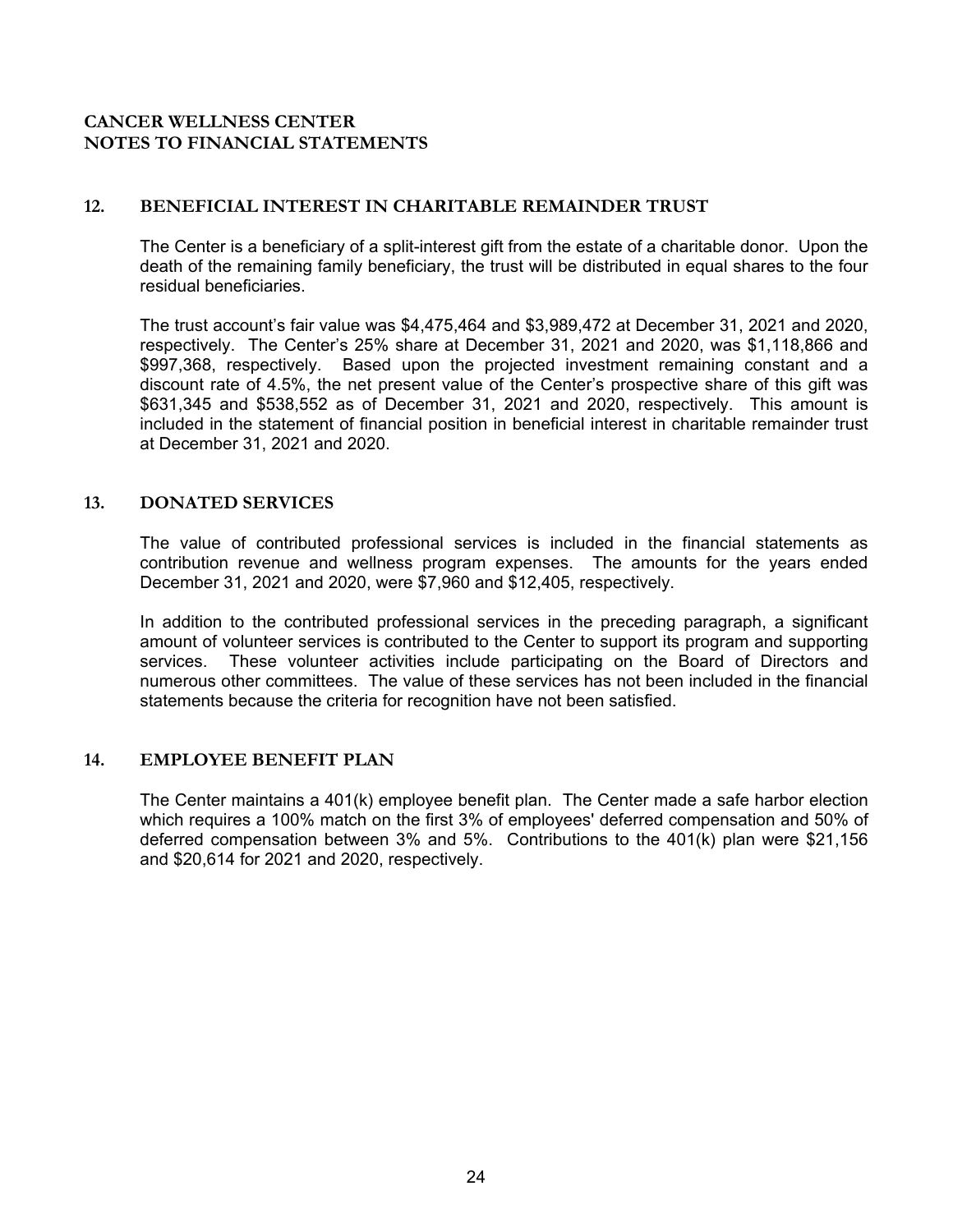# CANCER WELLNESS CENTER
# NOTES TO FINANCIAL STATEMENTS

## 12. BENEFICIAL INTEREST IN CHARITABLE REMAINDER TRUST

The Center is a beneficiary of a split-interest gift from the estate of a charitable donor. Upon the death of the remaining family beneficiary, the trust will be distributed in equal shares to the four residual beneficiaries.

The trust account's fair value was $4,475,464 and $3,989,472 at December 31, 2021 and 2020, respectively. The Center's 25% share at December 31, 2021 and 2020, was $1,118,866 and $997,368, respectively. Based upon the projected investment remaining constant and a discount rate of 4.5%, the net present value of the Center's prospective share of this gift was $631,345 and $538,552 as of December 31, 2021 and 2020, respectively. This amount is included in the statement of financial position in beneficial interest in charitable remainder trust at December 31, 2021 and 2020.

## 13. DONATED SERVICES

The value of contributed professional services is included in the financial statements as contribution revenue and wellness program expenses. The amounts for the years ended December 31, 2021 and 2020, were $7,960 and $12,405, respectively.

In addition to the contributed professional services in the preceding paragraph, a significant amount of volunteer services is contributed to the Center to support its program and supporting services. These volunteer activities include participating on the Board of Directors and numerous other committees. The value of these services has not been included in the financial statements because the criteria for recognition have not been satisfied.

## 14. EMPLOYEE BENEFIT PLAN

The Center maintains a 401(k) employee benefit plan. The Center made a safe harbor election which requires a 100% match on the first 3% of employees' deferred compensation and 50% of deferred compensation between 3% and 5%. Contributions to the 401(k) plan were $21,156 and $20,614 for 2021 and 2020, respectively.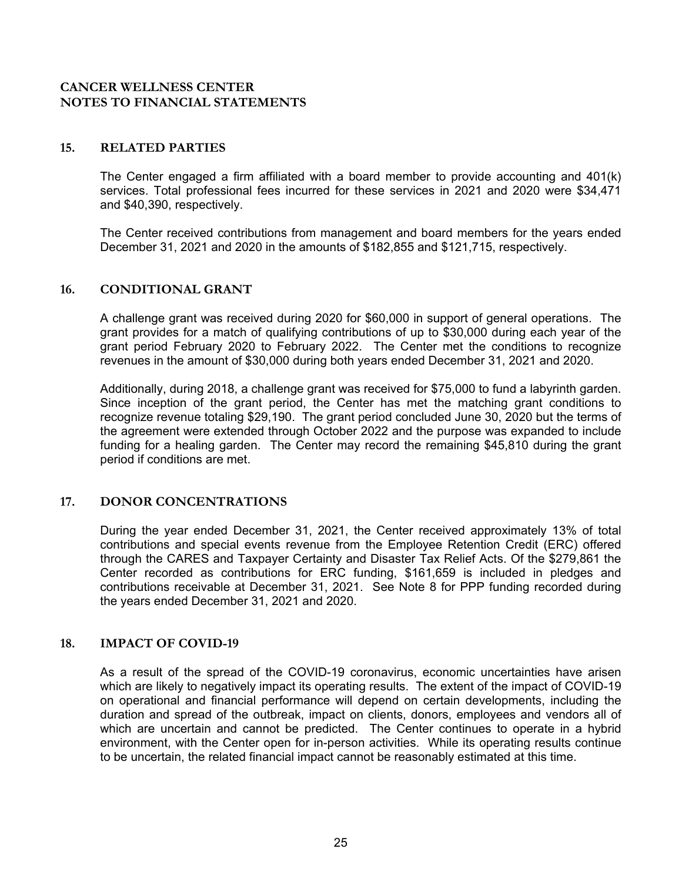## CANCER WELLNESS CENTER
## NOTES TO FINANCIAL STATEMENTS

### 15. RELATED PARTIES

The Center engaged a firm affiliated with a board member to provide accounting and 401(k) services. Total professional fees incurred for these services in 2021 and 2020 were $34,471 and $40,390, respectively.

The Center received contributions from management and board members for the years ended December 31, 2021 and 2020 in the amounts of $182,855 and $121,715, respectively.

### 16. CONDITIONAL GRANT

A challenge grant was received during 2020 for $60,000 in support of general operations. The grant provides for a match of qualifying contributions of up to $30,000 during each year of the grant period February 2020 to February 2022. The Center met the conditions to recognize revenues in the amount of $30,000 during both years ended December 31, 2021 and 2020.

Additionally, during 2018, a challenge grant was received for $75,000 to fund a labyrinth garden. Since inception of the grant period, the Center has met the matching grant conditions to recognize revenue totaling $29,190. The grant period concluded June 30, 2020 but the terms of the agreement were extended through October 2022 and the purpose was expanded to include funding for a healing garden. The Center may record the remaining $45,810 during the grant period if conditions are met.

### 17. DONOR CONCENTRATIONS

During the year ended December 31, 2021, the Center received approximately 13% of total contributions and special events revenue from the Employee Retention Credit (ERC) offered through the CARES and Taxpayer Certainty and Disaster Tax Relief Acts. Of the $279,861 the Center recorded as contributions for ERC funding, $161,659 is included in pledges and contributions receivable at December 31, 2021. See Note 8 for PPP funding recorded during the years ended December 31, 2021 and 2020.

### 18. IMPACT OF COVID-19

As a result of the spread of the COVID-19 coronavirus, economic uncertainties have arisen which are likely to negatively impact its operating results. The extent of the impact of COVID-19 on operational and financial performance will depend on certain developments, including the duration and spread of the outbreak, impact on clients, donors, employees and vendors all of which are uncertain and cannot be predicted. The Center continues to operate in a hybrid environment, with the Center open for in-person activities. While its operating results continue to be uncertain, the related financial impact cannot be reasonably estimated at this time.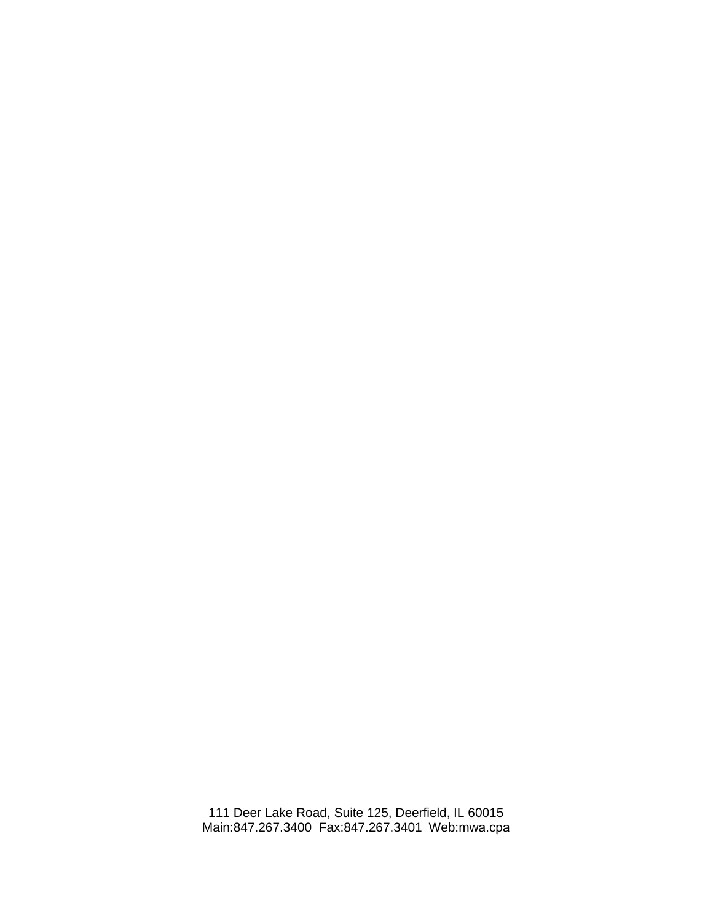111 Deer Lake Road, Suite 125, Deerfield, IL 60015
Main:847.267.3400  Fax:847.267.3401  Web:mwa.cpa